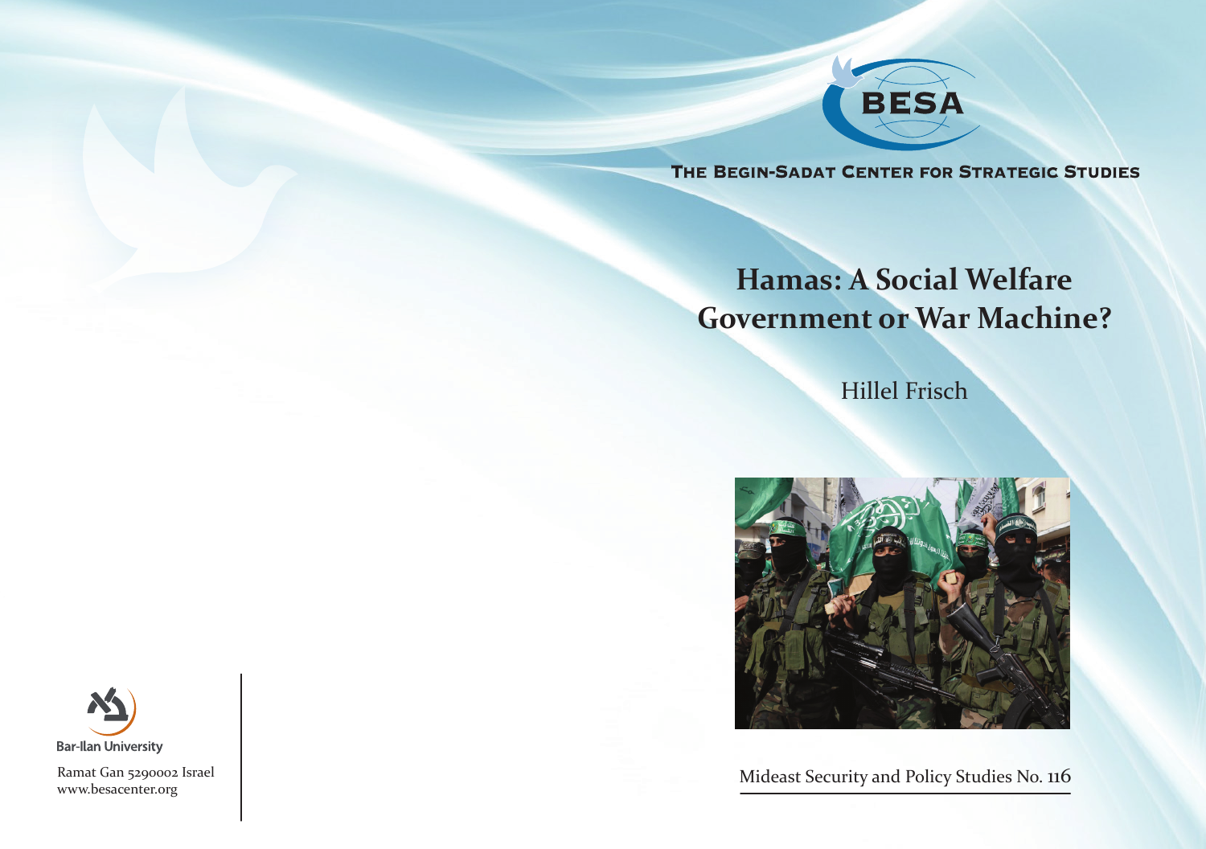BESA

**THE BEGIN-SADAT CENTER FOR STRATEGIC STUDIES**

# Hamas: A Social Welfare Government or War Machine?

Hillel Frisch

Mideast Security and Policy Studies No. 116

Bar-Ilan University

Ramat Gan 5290002 Israel
www.besacenter.org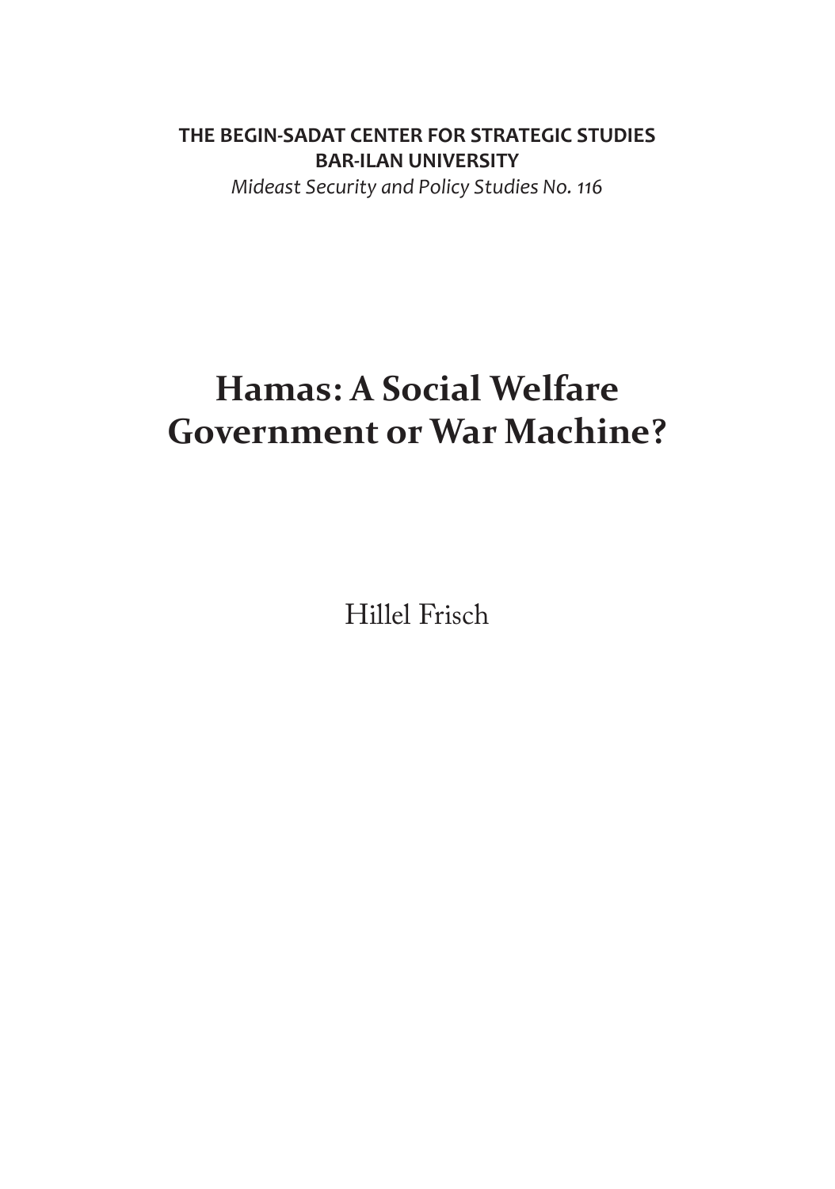**THE BEGIN-SADAT CENTER FOR STRATEGIC STUDIES**
**BAR-ILAN UNIVERSITY**

*Mideast Security and Policy Studies No. 116*

# Hamas: A Social Welfare Government or War Machine?

Hillel Frisch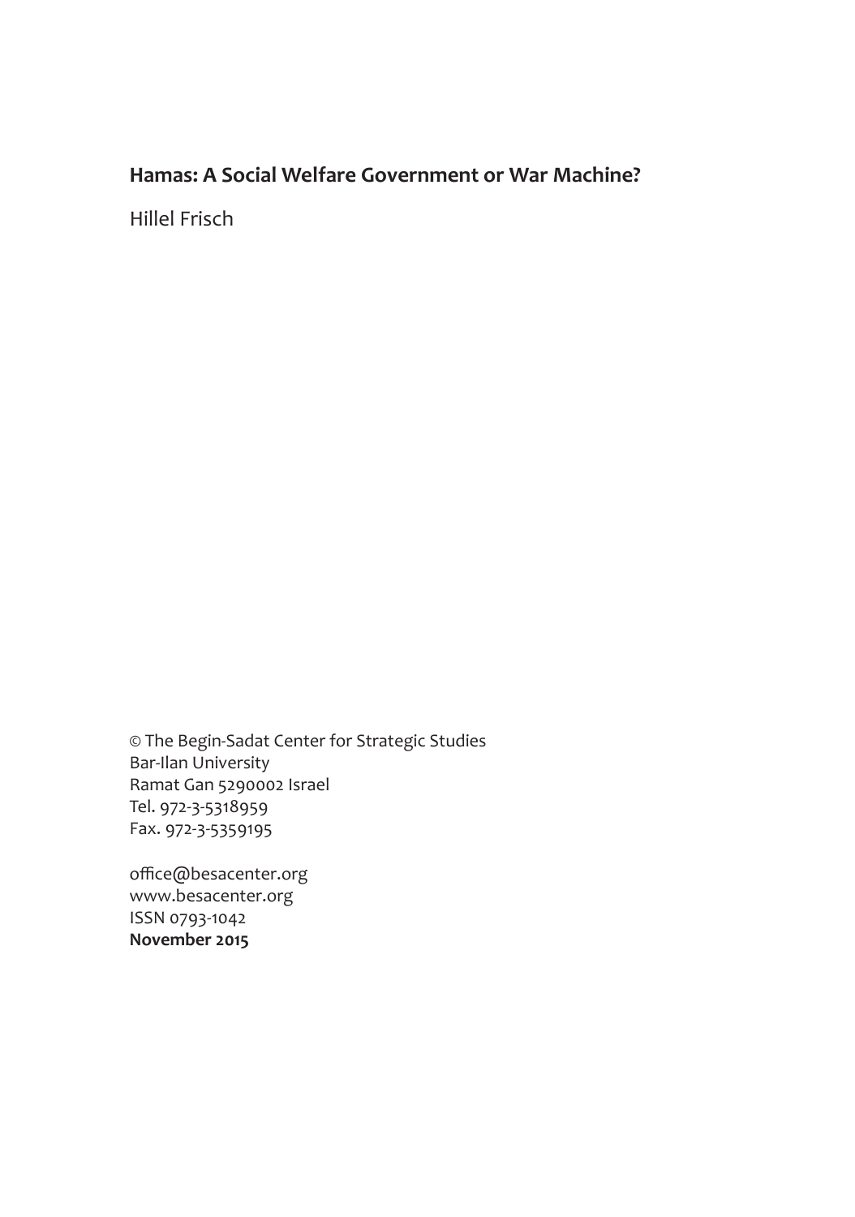**Hamas: A Social Welfare Government or War Machine?**

Hillel Frisch

© The Begin-Sadat Center for Strategic Studies  
Bar-Ilan University  
Ramat Gan 5290002 Israel  
Tel. 972-3-5318959  
Fax. 972-3-5359195

office@besacenter.org  
www.besacenter.org  
ISSN 0793-1042  
**November 2015**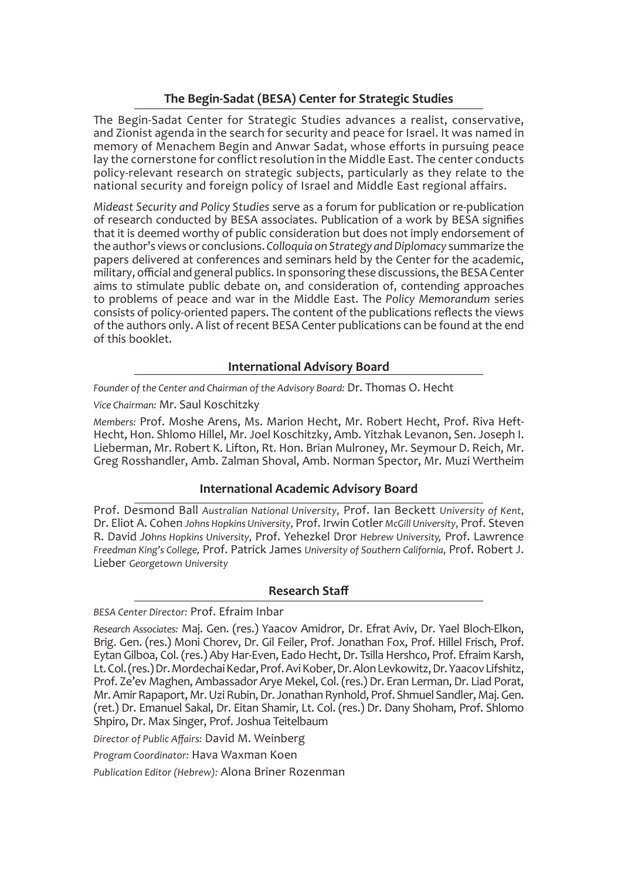## The Begin-Sadat (BESA) Center for Strategic Studies

The Begin-Sadat Center for Strategic Studies advances a realist, conservative, and Zionist agenda in the search for security and peace for Israel. It was named in memory of Menachem Begin and Anwar Sadat, whose efforts in pursuing peace lay the cornerstone for conflict resolution in the Middle East. The center conducts policy-relevant research on strategic subjects, particularly as they relate to the national security and foreign policy of Israel and Middle East regional affairs.

*Mideast Security and Policy Studies* serve as a forum for publication or re-publication of research conducted by BESA associates. Publication of a work by BESA signifies that it is deemed worthy of public consideration but does not imply endorsement of the author's views or conclusions. *Colloquia on Strategy and Diplomacy* summarize the papers delivered at conferences and seminars held by the Center for the academic, military, official and general publics. In sponsoring these discussions, the BESA Center aims to stimulate public debate on, and consideration of, contending approaches to problems of peace and war in the Middle East. The *Policy Memorandum* series consists of policy-oriented papers. The content of the publications reflects the views of the authors only. A list of recent BESA Center publications can be found at the end of this booklet.

## International Advisory Board

*Founder of the Center and Chairman of the Advisory Board:* Dr. Thomas O. Hecht

*Vice Chairman:* Mr. Saul Koschitzky

*Members:* Prof. Moshe Arens, Ms. Marion Hecht, Mr. Robert Hecht, Prof. Riva Heft-Hecht, Hon. Shlomo Hillel, Mr. Joel Koschitzky, Amb. Yitzhak Levanon, Sen. Joseph I. Lieberman, Mr. Robert K. Lifton, Rt. Hon. Brian Mulroney, Mr. Seymour D. Reich, Mr. Greg Rosshandler, Amb. Zalman Shoval, Amb. Norman Spector, Mr. Muzi Wertheim

## International Academic Advisory Board

Prof. Desmond Ball *Australian National University*, Prof. Ian Beckett *University of Kent*, Dr. Eliot A. Cohen *Johns Hopkins University*, Prof. Irwin Cotler *McGill University*, Prof. Steven R. David *Johns Hopkins University*, Prof. Yehezkel Dror *Hebrew University*, Prof. Lawrence Freedman *King's College*, Prof. Patrick James *University of Southern California*, Prof. Robert J. Lieber *Georgetown University*

## Research Staff

*BESA Center Director:* Prof. Efraim Inbar

*Research Associates:* Maj. Gen. (res.) Yaacov Amidror, Dr. Efrat Aviv, Dr. Yael Bloch-Elkon, Brig. Gen. (res.) Moni Chorev, Dr. Gil Feiler, Prof. Jonathan Fox, Prof. Hillel Frisch, Prof. Eytan Gilboa, Col. (res.) Aby Har-Even, Eado Hecht, Dr. Tsilla Hershco, Prof. Efraim Karsh, Lt. Col. (res.) Dr. Mordechai Kedar, Prof. Avi Kober, Dr. Alon Levkowitz, Dr. Yaacov Lifshitz, Prof. Ze'ev Maghen, Ambassador Arye Mekel, Col. (res.) Dr. Eran Lerman, Dr. Liad Porat, Mr. Amir Rapaport, Mr. Uzi Rubin, Dr. Jonathan Rynhold, Prof. Shmuel Sandler, Maj. Gen. (ret.) Dr. Emanuel Sakal, Dr. Eitan Shamir, Lt. Col. (res.) Dr. Dany Shoham, Prof. Shlomo Shpiro, Dr. Max Singer, Prof. Joshua Teitelbaum

*Director of Public Affairs:* David M. Weinberg

*Program Coordinator:* Hava Waxman Koen

*Publication Editor (Hebrew):* Alona Briner Rozenman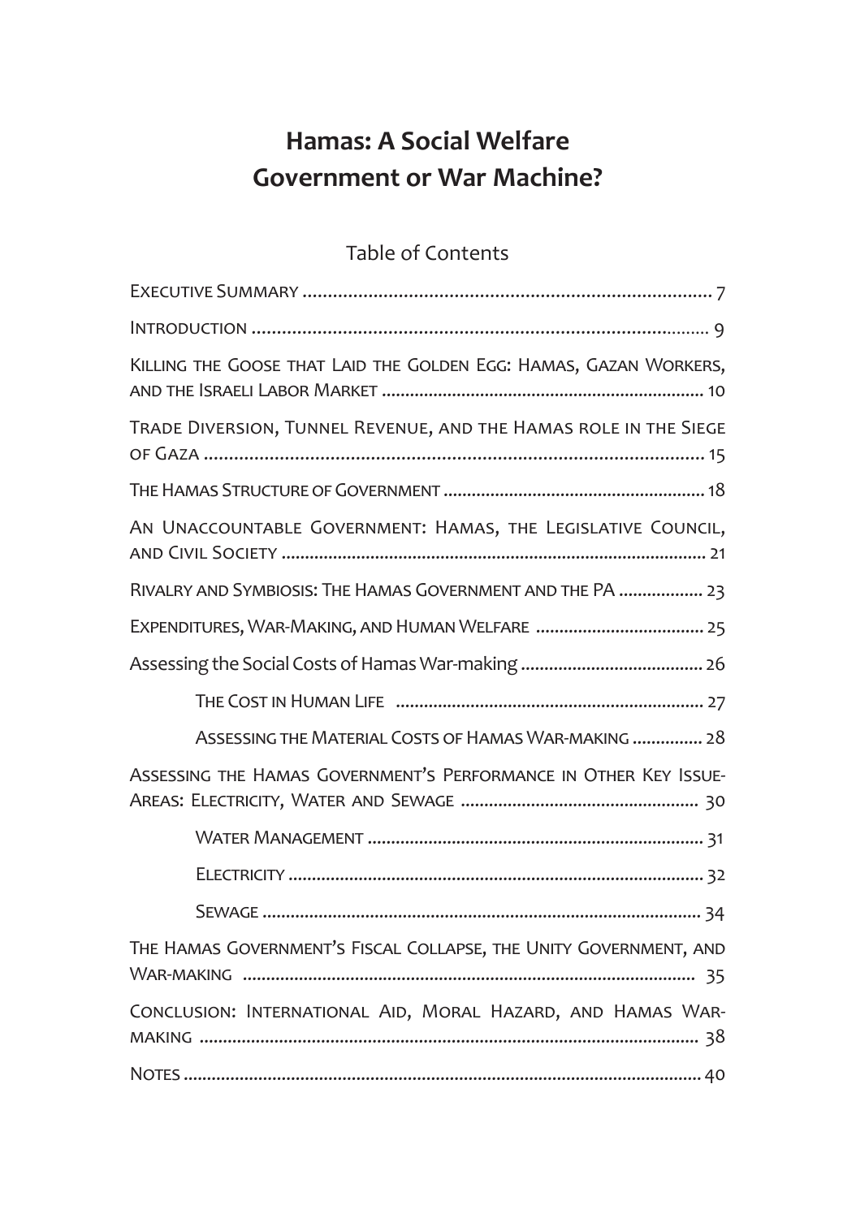# Hamas: A Social Welfare Government or War Machine?

## Table of Contents

Executive Summary .......... 7

Introduction .......... 9

Killing the Goose that Laid the Golden Egg: Hamas, Gazan Workers, and the Israeli Labor Market .......... 10

Trade Diversion, Tunnel Revenue, and the Hamas role in the Siege of Gaza .......... 15

The Hamas Structure of Government .......... 18

An Unaccountable Government: Hamas, the Legislative Council, and Civil Society .......... 21

Rivalry and Symbiosis: The Hamas Government and the PA .......... 23

Expenditures, War-Making, and Human Welfare .......... 25

Assessing the Social Costs of Hamas War-making .......... 26

- The Cost in Human Life .......... 27
- Assessing the Material Costs of Hamas War-making .......... 28

Assessing the Hamas Government's Performance in Other Key Issue-Areas: Electricity, Water and Sewage .......... 30

- Water Management .......... 31
- Electricity .......... 32
- Sewage .......... 34

The Hamas Government's Fiscal Collapse, the Unity Government, and War-making .......... 35

Conclusion: International Aid, Moral Hazard, and Hamas War-making .......... 38

Notes .......... 40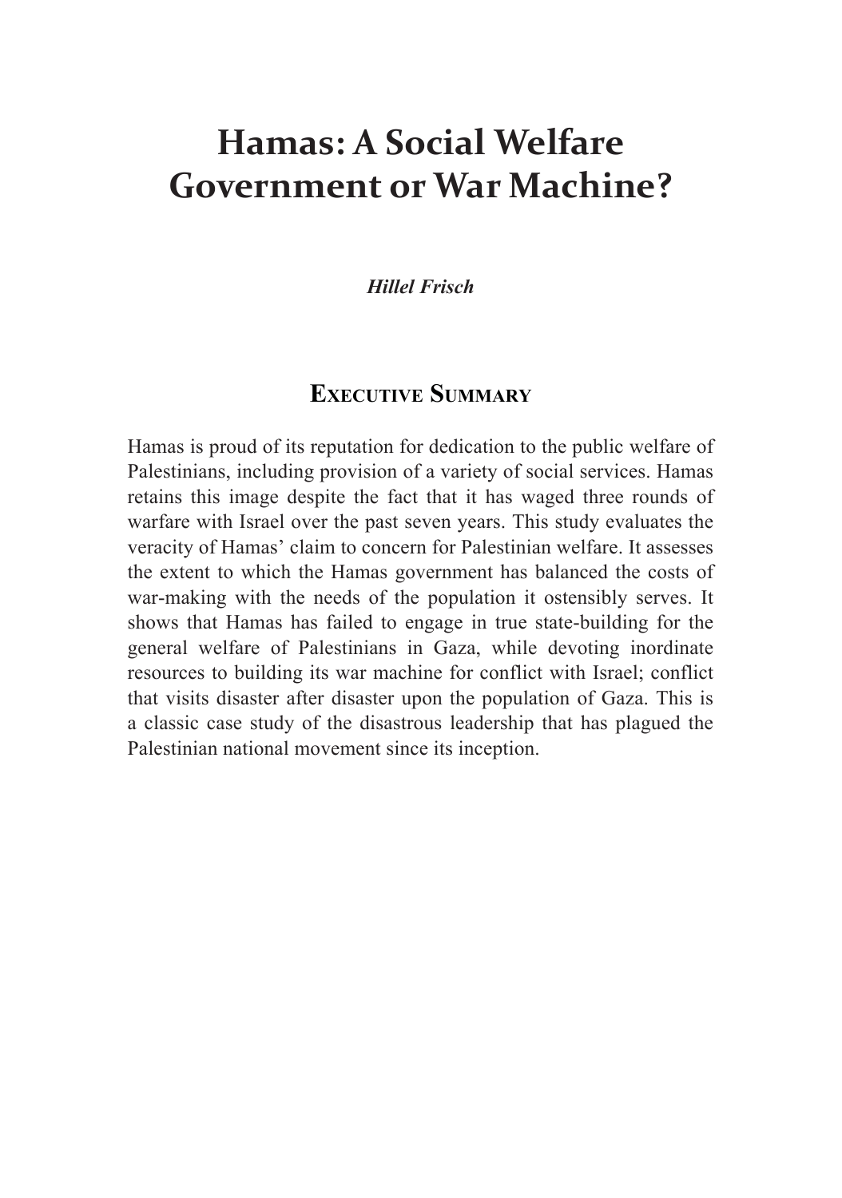# Hamas: A Social Welfare Government or War Machine?

***Hillel Frisch***

## Executive Summary

Hamas is proud of its reputation for dedication to the public welfare of Palestinians, including provision of a variety of social services. Hamas retains this image despite the fact that it has waged three rounds of warfare with Israel over the past seven years. This study evaluates the veracity of Hamas' claim to concern for Palestinian welfare. It assesses the extent to which the Hamas government has balanced the costs of war-making with the needs of the population it ostensibly serves. It shows that Hamas has failed to engage in true state-building for the general welfare of Palestinians in Gaza, while devoting inordinate resources to building its war machine for conflict with Israel; conflict that visits disaster after disaster upon the population of Gaza. This is a classic case study of the disastrous leadership that has plagued the Palestinian national movement since its inception.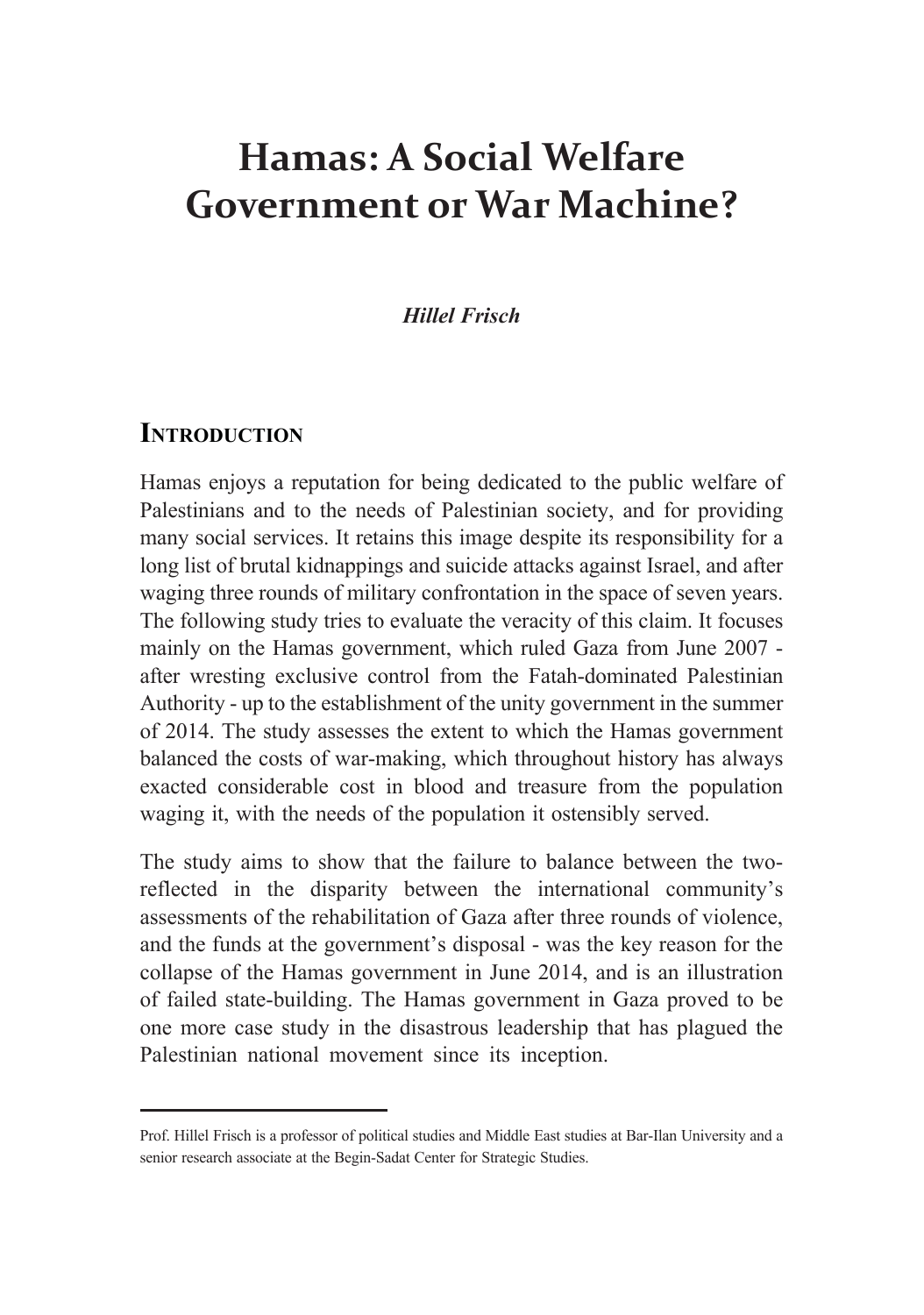# Hamas: A Social Welfare Government or War Machine?

***Hillel Frisch***

## Introduction

Hamas enjoys a reputation for being dedicated to the public welfare of Palestinians and to the needs of Palestinian society, and for providing many social services. It retains this image despite its responsibility for a long list of brutal kidnappings and suicide attacks against Israel, and after waging three rounds of military confrontation in the space of seven years. The following study tries to evaluate the veracity of this claim. It focuses mainly on the Hamas government, which ruled Gaza from June 2007 - after wresting exclusive control from the Fatah-dominated Palestinian Authority - up to the establishment of the unity government in the summer of 2014. The study assesses the extent to which the Hamas government balanced the costs of war-making, which throughout history has always exacted considerable cost in blood and treasure from the population waging it, with the needs of the population it ostensibly served.

The study aims to show that the failure to balance between the two-reflected in the disparity between the international community's assessments of the rehabilitation of Gaza after three rounds of violence, and the funds at the government's disposal - was the key reason for the collapse of the Hamas government in June 2014, and is an illustration of failed state-building. The Hamas government in Gaza proved to be one more case study in the disastrous leadership that has plagued the Palestinian national movement since its inception.

---

Prof. Hillel Frisch is a professor of political studies and Middle East studies at Bar-Ilan University and a senior research associate at the Begin-Sadat Center for Strategic Studies.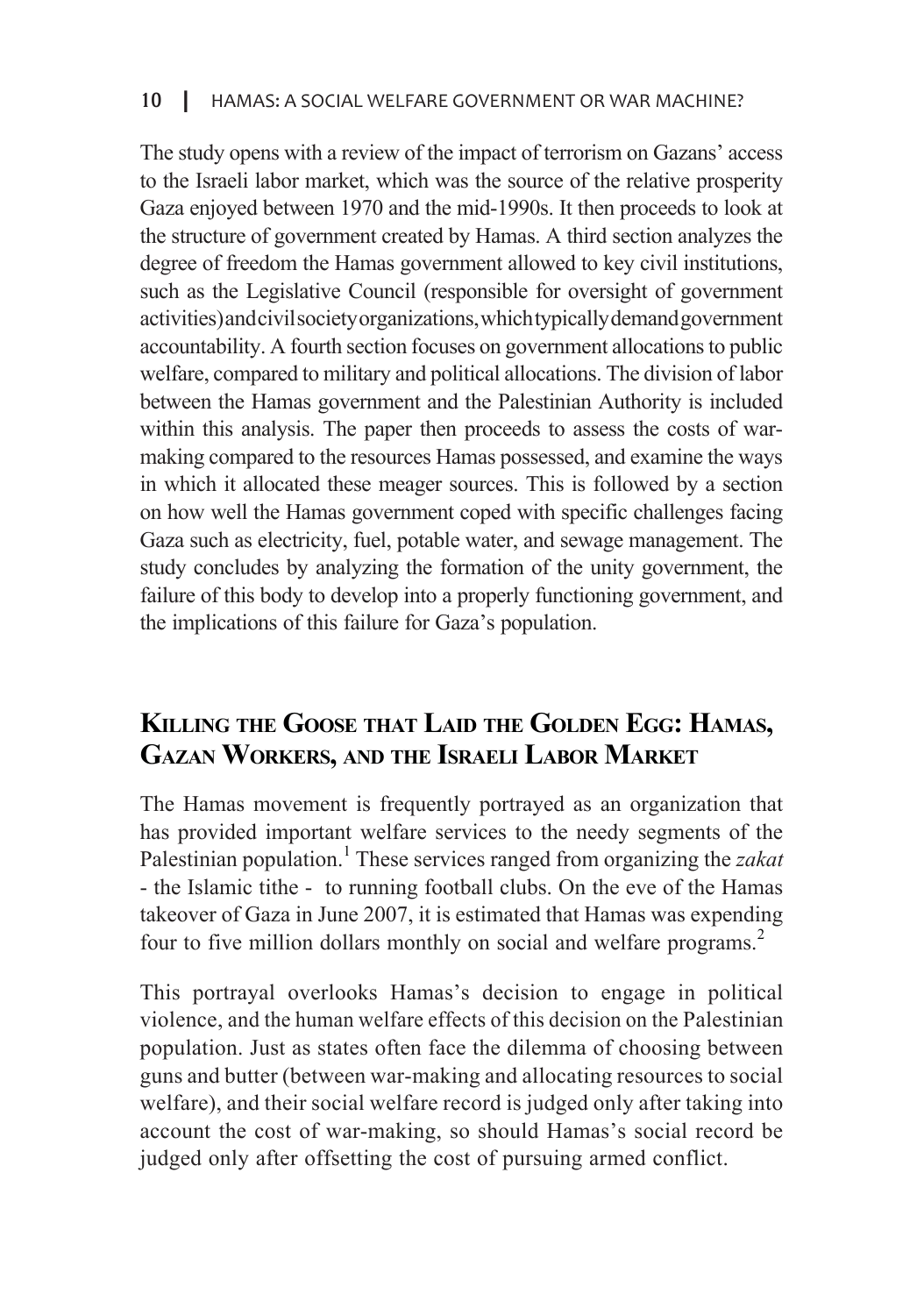The study opens with a review of the impact of terrorism on Gazans' access to the Israeli labor market, which was the source of the relative prosperity Gaza enjoyed between 1970 and the mid-1990s. It then proceeds to look at the structure of government created by Hamas. A third section analyzes the degree of freedom the Hamas government allowed to key civil institutions, such as the Legislative Council (responsible for oversight of government activities) and civil society organizations, which typically demand government accountability. A fourth section focuses on government allocations to public welfare, compared to military and political allocations. The division of labor between the Hamas government and the Palestinian Authority is included within this analysis. The paper then proceeds to assess the costs of war-making compared to the resources Hamas possessed, and examine the ways in which it allocated these meager sources. This is followed by a section on how well the Hamas government coped with specific challenges facing Gaza such as electricity, fuel, potable water, and sewage management. The study concludes by analyzing the formation of the unity government, the failure of this body to develop into a properly functioning government, and the implications of this failure for Gaza's population.

## Killing the Goose that Laid the Golden Egg: Hamas, Gazan Workers, and the Israeli Labor Market

The Hamas movement is frequently portrayed as an organization that has provided important welfare services to the needy segments of the Palestinian population.[1] These services ranged from organizing the *zakat* - the Islamic tithe - to running football clubs. On the eve of the Hamas takeover of Gaza in June 2007, it is estimated that Hamas was expending four to five million dollars monthly on social and welfare programs.[2]

This portrayal overlooks Hamas's decision to engage in political violence, and the human welfare effects of this decision on the Palestinian population. Just as states often face the dilemma of choosing between guns and butter (between war-making and allocating resources to social welfare), and their social welfare record is judged only after taking into account the cost of war-making, so should Hamas's social record be judged only after offsetting the cost of pursuing armed conflict.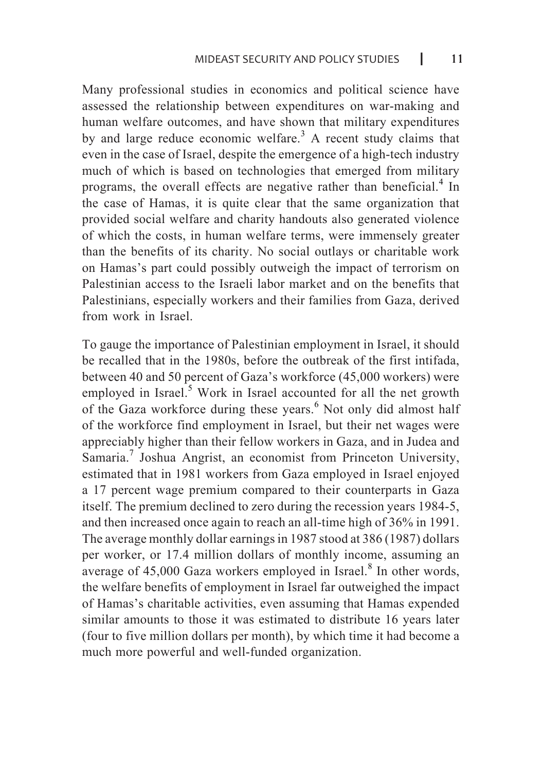Many professional studies in economics and political science have assessed the relationship between expenditures on war-making and human welfare outcomes, and have shown that military expenditures by and large reduce economic welfare.[3] A recent study claims that even in the case of Israel, despite the emergence of a high-tech industry much of which is based on technologies that emerged from military programs, the overall effects are negative rather than beneficial.[4] In the case of Hamas, it is quite clear that the same organization that provided social welfare and charity handouts also generated violence of which the costs, in human welfare terms, were immensely greater than the benefits of its charity. No social outlays or charitable work on Hamas's part could possibly outweigh the impact of terrorism on Palestinian access to the Israeli labor market and on the benefits that Palestinians, especially workers and their families from Gaza, derived from work in Israel.

To gauge the importance of Palestinian employment in Israel, it should be recalled that in the 1980s, before the outbreak of the first intifada, between 40 and 50 percent of Gaza's workforce (45,000 workers) were employed in Israel.[5] Work in Israel accounted for all the net growth of the Gaza workforce during these years.[6] Not only did almost half of the workforce find employment in Israel, but their net wages were appreciably higher than their fellow workers in Gaza, and in Judea and Samaria.[7] Joshua Angrist, an economist from Princeton University, estimated that in 1981 workers from Gaza employed in Israel enjoyed a 17 percent wage premium compared to their counterparts in Gaza itself. The premium declined to zero during the recession years 1984-5, and then increased once again to reach an all-time high of 36% in 1991. The average monthly dollar earnings in 1987 stood at 386 (1987) dollars per worker, or 17.4 million dollars of monthly income, assuming an average of 45,000 Gaza workers employed in Israel.[8] In other words, the welfare benefits of employment in Israel far outweighed the impact of Hamas's charitable activities, even assuming that Hamas expended similar amounts to those it was estimated to distribute 16 years later (four to five million dollars per month), by which time it had become a much more powerful and well-funded organization.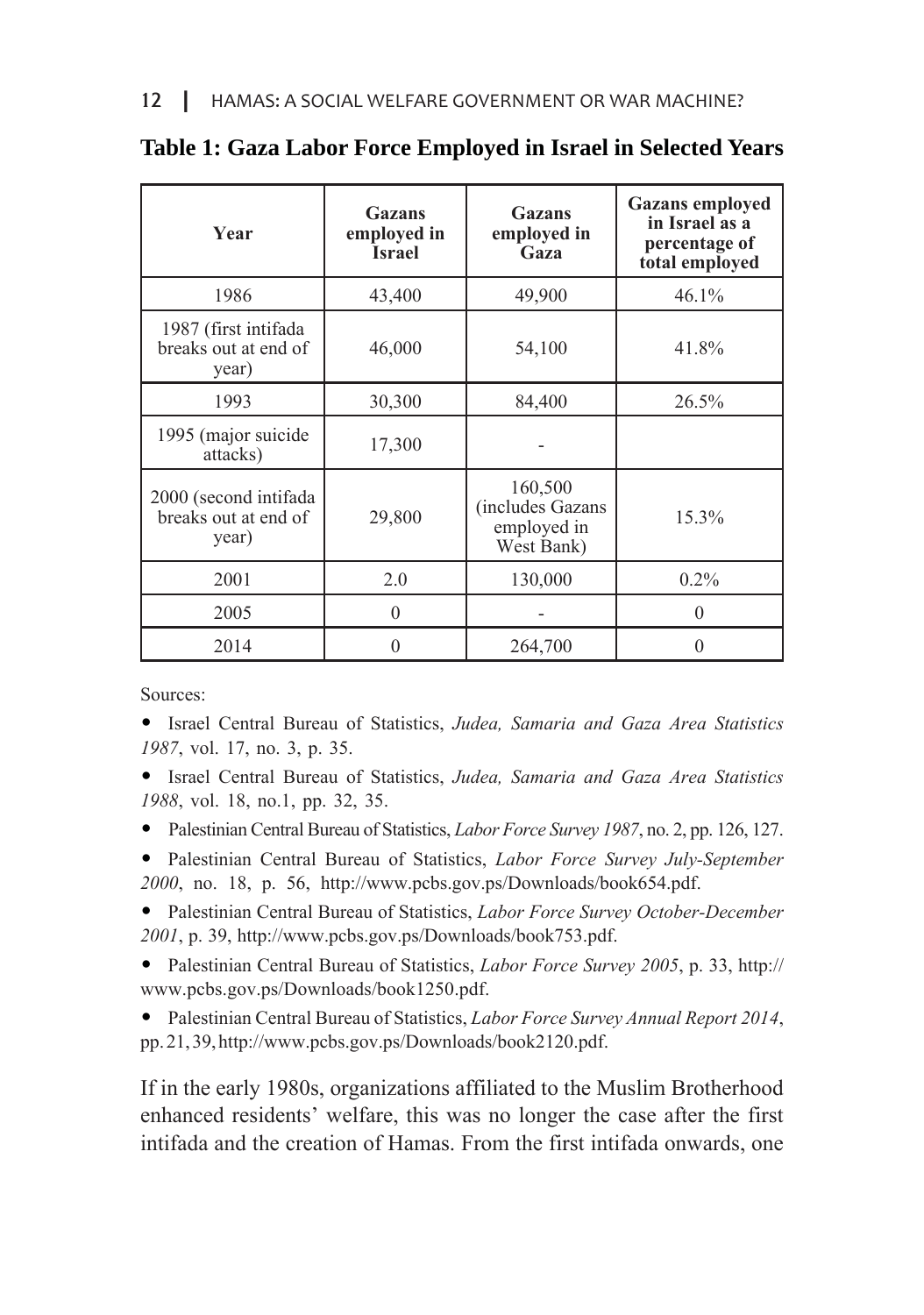**Table 1: Gaza Labor Force Employed in Israel in Selected Years**

| Year | Gazans employed in Israel | Gazans employed in Gaza | Gazans employed in Israel as a percentage of total employed |
|---|---|---|---|
| 1986 | 43,400 | 49,900 | 46.1% |
| 1987 (first intifada breaks out at end of year) | 46,000 | 54,100 | 41.8% |
| 1993 | 30,300 | 84,400 | 26.5% |
| 1995 (major suicide attacks) | 17,300 | - | |
| 2000 (second intifada breaks out at end of year) | 29,800 | 160,500 (includes Gazans employed in West Bank) | 15.3% |
| 2001 | 2.0 | 130,000 | 0.2% |
| 2005 | 0 | - | 0 |
| 2014 | 0 | 264,700 | 0 |

Sources:

- Israel Central Bureau of Statistics, *Judea, Samaria and Gaza Area Statistics 1987*, vol. 17, no. 3, p. 35.
- Israel Central Bureau of Statistics, *Judea, Samaria and Gaza Area Statistics 1988*, vol. 18, no.1, pp. 32, 35.
- Palestinian Central Bureau of Statistics, *Labor Force Survey 1987*, no. 2, pp. 126, 127.
- Palestinian Central Bureau of Statistics, *Labor Force Survey July-September 2000*, no. 18, p. 56, http://www.pcbs.gov.ps/Downloads/book654.pdf.
- Palestinian Central Bureau of Statistics, *Labor Force Survey October-December 2001*, p. 39, http://www.pcbs.gov.ps/Downloads/book753.pdf.
- Palestinian Central Bureau of Statistics, *Labor Force Survey 2005*, p. 33, http://www.pcbs.gov.ps/Downloads/book1250.pdf.
- Palestinian Central Bureau of Statistics, *Labor Force Survey Annual Report 2014*, pp. 21, 39, http://www.pcbs.gov.ps/Downloads/book2120.pdf.

If in the early 1980s, organizations affiliated to the Muslim Brotherhood enhanced residents' welfare, this was no longer the case after the first intifada and the creation of Hamas. From the first intifada onwards, one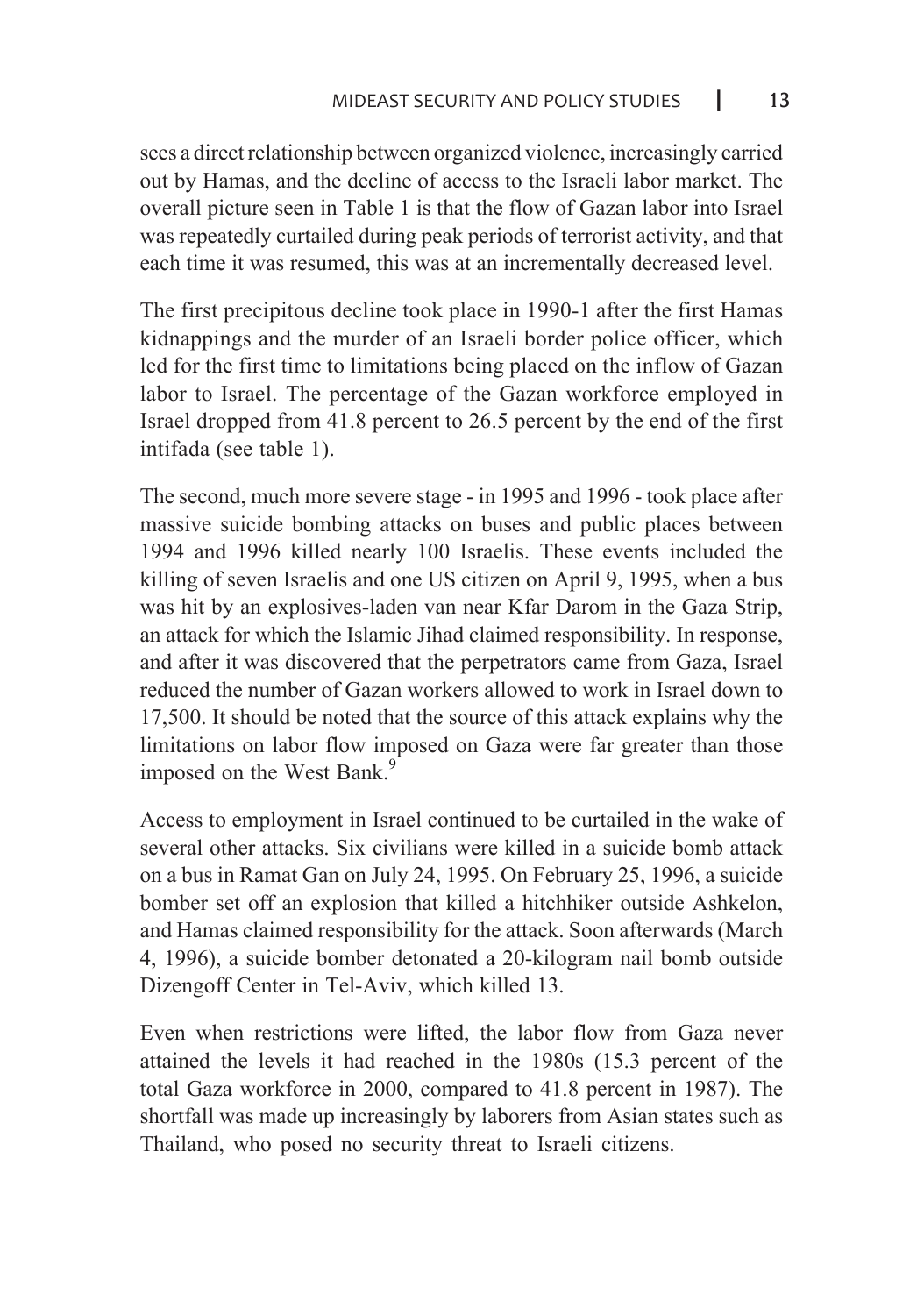sees a direct relationship between organized violence, increasingly carried out by Hamas, and the decline of access to the Israeli labor market. The overall picture seen in Table 1 is that the flow of Gazan labor into Israel was repeatedly curtailed during peak periods of terrorist activity, and that each time it was resumed, this was at an incrementally decreased level.

The first precipitous decline took place in 1990-1 after the first Hamas kidnappings and the murder of an Israeli border police officer, which led for the first time to limitations being placed on the inflow of Gazan labor to Israel. The percentage of the Gazan workforce employed in Israel dropped from 41.8 percent to 26.5 percent by the end of the first intifada (see table 1).

The second, much more severe stage - in 1995 and 1996 - took place after massive suicide bombing attacks on buses and public places between 1994 and 1996 killed nearly 100 Israelis. These events included the killing of seven Israelis and one US citizen on April 9, 1995, when a bus was hit by an explosives-laden van near Kfar Darom in the Gaza Strip, an attack for which the Islamic Jihad claimed responsibility. In response, and after it was discovered that the perpetrators came from Gaza, Israel reduced the number of Gazan workers allowed to work in Israel down to 17,500. It should be noted that the source of this attack explains why the limitations on labor flow imposed on Gaza were far greater than those imposed on the West Bank.[9]

Access to employment in Israel continued to be curtailed in the wake of several other attacks. Six civilians were killed in a suicide bomb attack on a bus in Ramat Gan on July 24, 1995. On February 25, 1996, a suicide bomber set off an explosion that killed a hitchhiker outside Ashkelon, and Hamas claimed responsibility for the attack. Soon afterwards (March 4, 1996), a suicide bomber detonated a 20-kilogram nail bomb outside Dizengoff Center in Tel-Aviv, which killed 13.

Even when restrictions were lifted, the labor flow from Gaza never attained the levels it had reached in the 1980s (15.3 percent of the total Gaza workforce in 2000, compared to 41.8 percent in 1987). The shortfall was made up increasingly by laborers from Asian states such as Thailand, who posed no security threat to Israeli citizens.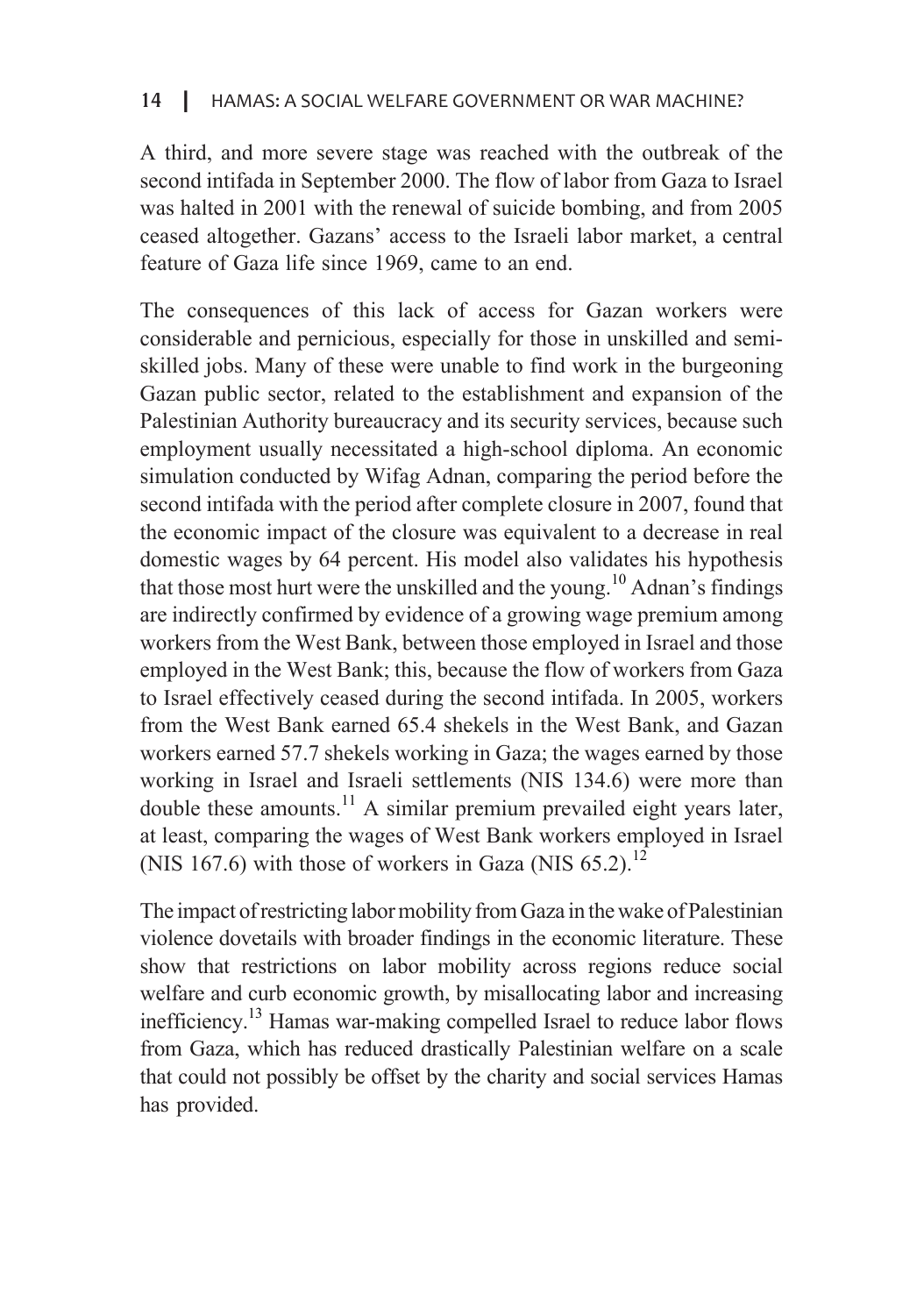A third, and more severe stage was reached with the outbreak of the second intifada in September 2000. The flow of labor from Gaza to Israel was halted in 2001 with the renewal of suicide bombing, and from 2005 ceased altogether. Gazans' access to the Israeli labor market, a central feature of Gaza life since 1969, came to an end.

The consequences of this lack of access for Gazan workers were considerable and pernicious, especially for those in unskilled and semi-skilled jobs. Many of these were unable to find work in the burgeoning Gazan public sector, related to the establishment and expansion of the Palestinian Authority bureaucracy and its security services, because such employment usually necessitated a high-school diploma. An economic simulation conducted by Wifag Adnan, comparing the period before the second intifada with the period after complete closure in 2007, found that the economic impact of the closure was equivalent to a decrease in real domestic wages by 64 percent. His model also validates his hypothesis that those most hurt were the unskilled and the young.[10] Adnan's findings are indirectly confirmed by evidence of a growing wage premium among workers from the West Bank, between those employed in Israel and those employed in the West Bank; this, because the flow of workers from Gaza to Israel effectively ceased during the second intifada. In 2005, workers from the West Bank earned 65.4 shekels in the West Bank, and Gazan workers earned 57.7 shekels working in Gaza; the wages earned by those working in Israel and Israeli settlements (NIS 134.6) were more than double these amounts.[11] A similar premium prevailed eight years later, at least, comparing the wages of West Bank workers employed in Israel (NIS 167.6) with those of workers in Gaza (NIS 65.2).[12]

The impact of restricting labor mobility from Gaza in the wake of Palestinian violence dovetails with broader findings in the economic literature. These show that restrictions on labor mobility across regions reduce social welfare and curb economic growth, by misallocating labor and increasing inefficiency.[13] Hamas war-making compelled Israel to reduce labor flows from Gaza, which has reduced drastically Palestinian welfare on a scale that could not possibly be offset by the charity and social services Hamas has provided.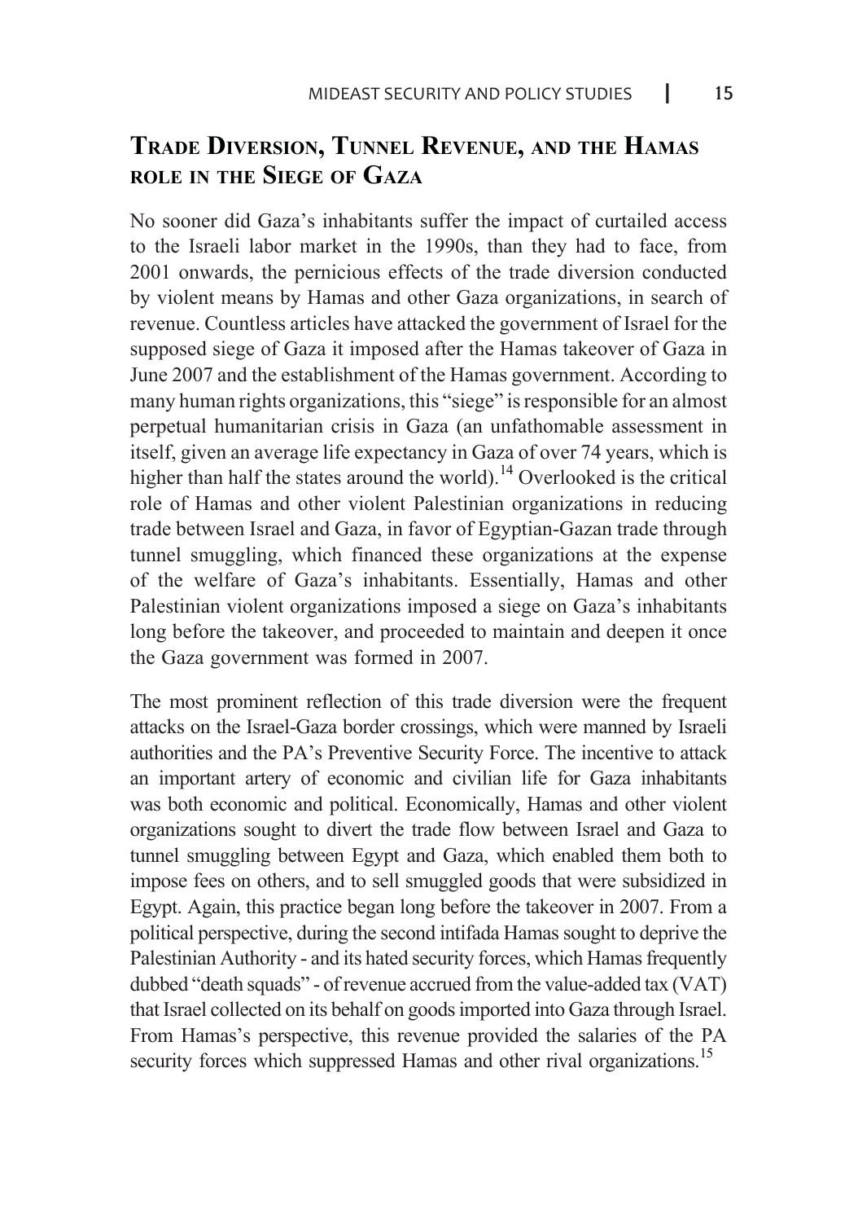## Trade Diversion, Tunnel Revenue, and the Hamas role in the Siege of Gaza

No sooner did Gaza's inhabitants suffer the impact of curtailed access to the Israeli labor market in the 1990s, than they had to face, from 2001 onwards, the pernicious effects of the trade diversion conducted by violent means by Hamas and other Gaza organizations, in search of revenue. Countless articles have attacked the government of Israel for the supposed siege of Gaza it imposed after the Hamas takeover of Gaza in June 2007 and the establishment of the Hamas government. According to many human rights organizations, this "siege" is responsible for an almost perpetual humanitarian crisis in Gaza (an unfathomable assessment in itself, given an average life expectancy in Gaza of over 74 years, which is higher than half the states around the world).[14] Overlooked is the critical role of Hamas and other violent Palestinian organizations in reducing trade between Israel and Gaza, in favor of Egyptian-Gazan trade through tunnel smuggling, which financed these organizations at the expense of the welfare of Gaza's inhabitants. Essentially, Hamas and other Palestinian violent organizations imposed a siege on Gaza's inhabitants long before the takeover, and proceeded to maintain and deepen it once the Gaza government was formed in 2007.

The most prominent reflection of this trade diversion were the frequent attacks on the Israel-Gaza border crossings, which were manned by Israeli authorities and the PA's Preventive Security Force. The incentive to attack an important artery of economic and civilian life for Gaza inhabitants was both economic and political. Economically, Hamas and other violent organizations sought to divert the trade flow between Israel and Gaza to tunnel smuggling between Egypt and Gaza, which enabled them both to impose fees on others, and to sell smuggled goods that were subsidized in Egypt. Again, this practice began long before the takeover in 2007. From a political perspective, during the second intifada Hamas sought to deprive the Palestinian Authority - and its hated security forces, which Hamas frequently dubbed "death squads" - of revenue accrued from the value-added tax (VAT) that Israel collected on its behalf on goods imported into Gaza through Israel. From Hamas's perspective, this revenue provided the salaries of the PA security forces which suppressed Hamas and other rival organizations.[15]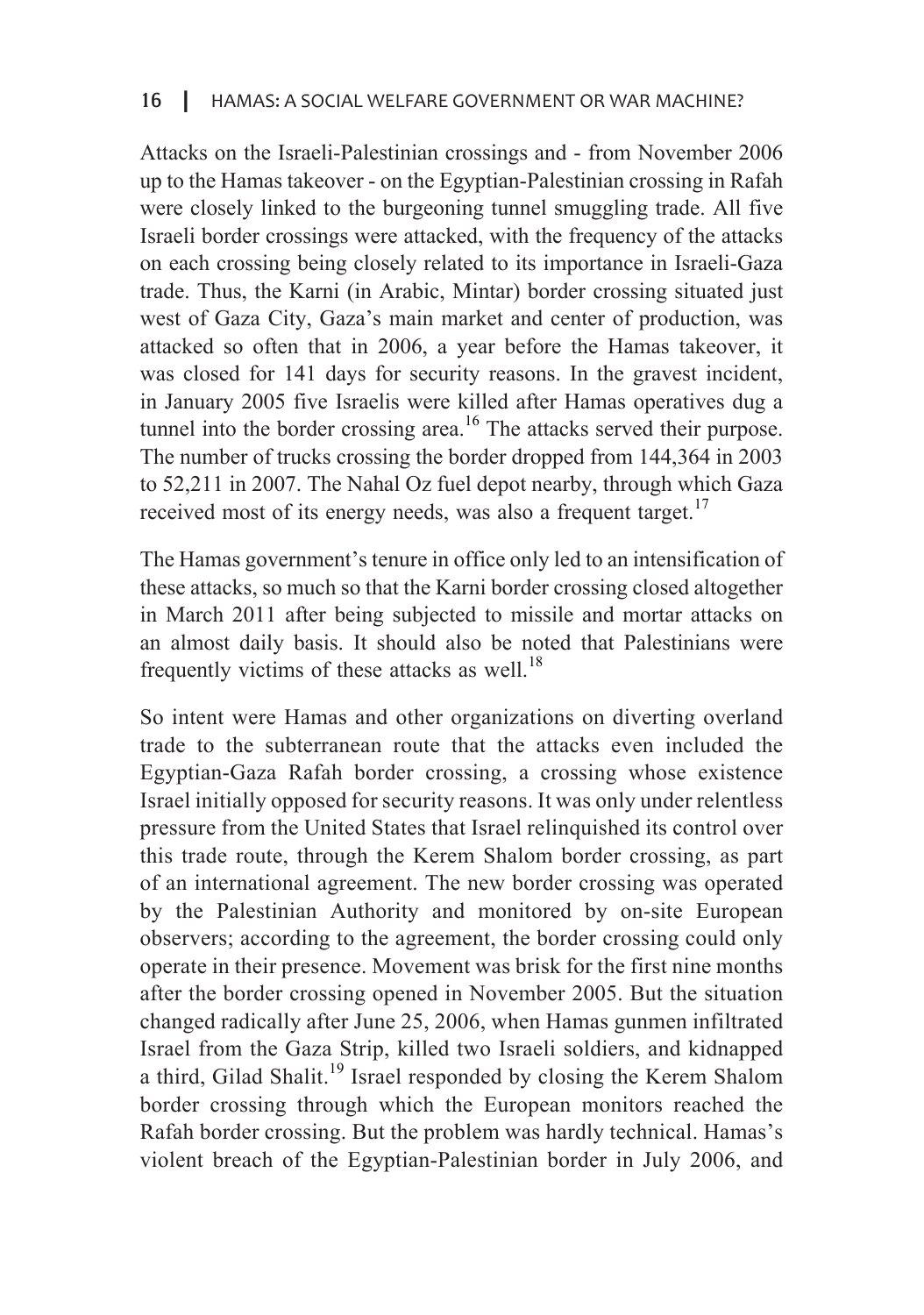Attacks on the Israeli-Palestinian crossings and - from November 2006 up to the Hamas takeover - on the Egyptian-Palestinian crossing in Rafah were closely linked to the burgeoning tunnel smuggling trade. All five Israeli border crossings were attacked, with the frequency of the attacks on each crossing being closely related to its importance in Israeli-Gaza trade. Thus, the Karni (in Arabic, Mintar) border crossing situated just west of Gaza City, Gaza's main market and center of production, was attacked so often that in 2006, a year before the Hamas takeover, it was closed for 141 days for security reasons. In the gravest incident, in January 2005 five Israelis were killed after Hamas operatives dug a tunnel into the border crossing area.[16] The attacks served their purpose. The number of trucks crossing the border dropped from 144,364 in 2003 to 52,211 in 2007. The Nahal Oz fuel depot nearby, through which Gaza received most of its energy needs, was also a frequent target.[17]

The Hamas government's tenure in office only led to an intensification of these attacks, so much so that the Karni border crossing closed altogether in March 2011 after being subjected to missile and mortar attacks on an almost daily basis. It should also be noted that Palestinians were frequently victims of these attacks as well.[18]

So intent were Hamas and other organizations on diverting overland trade to the subterranean route that the attacks even included the Egyptian-Gaza Rafah border crossing, a crossing whose existence Israel initially opposed for security reasons. It was only under relentless pressure from the United States that Israel relinquished its control over this trade route, through the Kerem Shalom border crossing, as part of an international agreement. The new border crossing was operated by the Palestinian Authority and monitored by on-site European observers; according to the agreement, the border crossing could only operate in their presence. Movement was brisk for the first nine months after the border crossing opened in November 2005. But the situation changed radically after June 25, 2006, when Hamas gunmen infiltrated Israel from the Gaza Strip, killed two Israeli soldiers, and kidnapped a third, Gilad Shalit.[19] Israel responded by closing the Kerem Shalom border crossing through which the European monitors reached the Rafah border crossing. But the problem was hardly technical. Hamas's violent breach of the Egyptian-Palestinian border in July 2006, and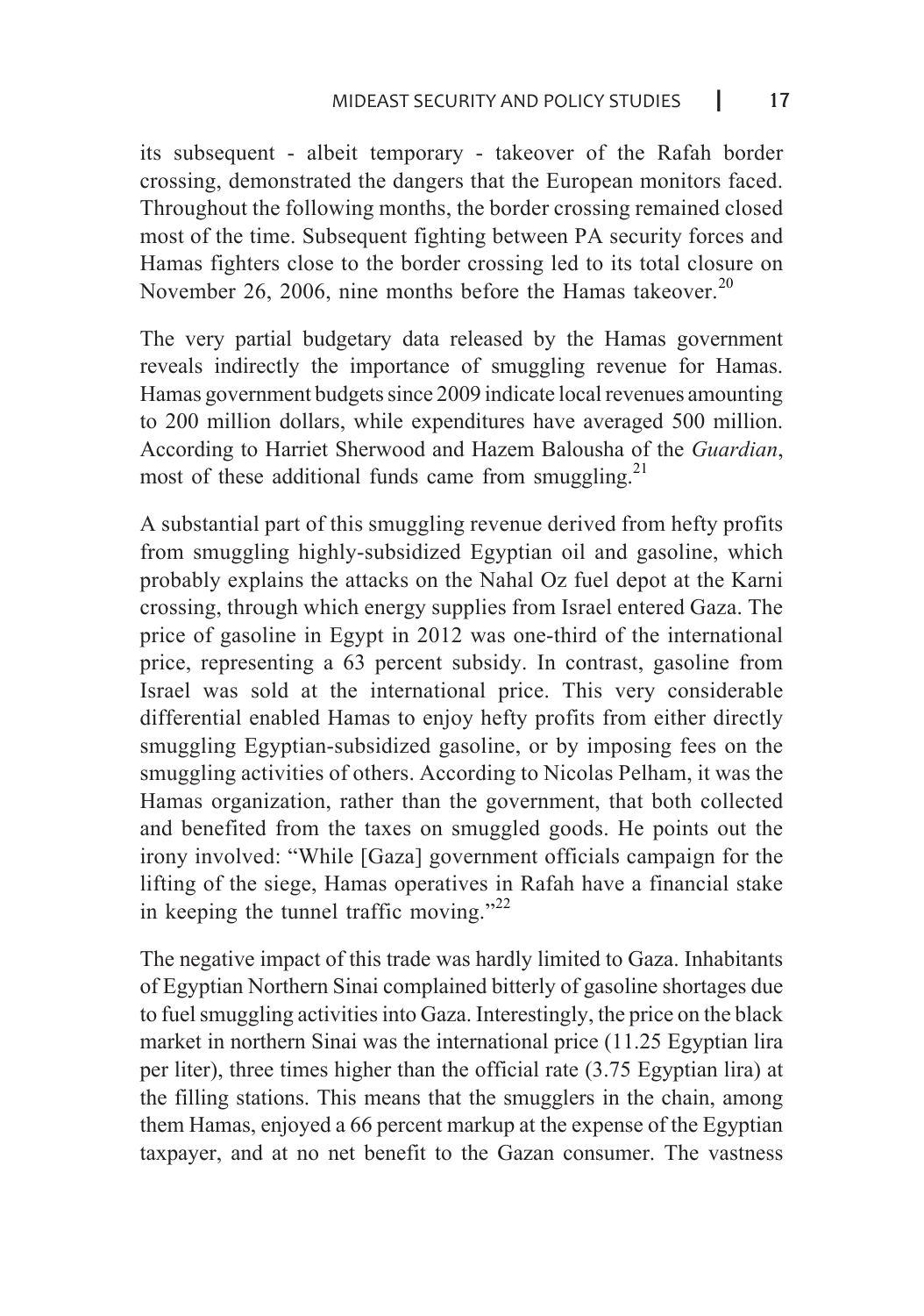its subsequent - albeit temporary - takeover of the Rafah border crossing, demonstrated the dangers that the European monitors faced. Throughout the following months, the border crossing remained closed most of the time. Subsequent fighting between PA security forces and Hamas fighters close to the border crossing led to its total closure on November 26, 2006, nine months before the Hamas takeover.[20]

The very partial budgetary data released by the Hamas government reveals indirectly the importance of smuggling revenue for Hamas. Hamas government budgets since 2009 indicate local revenues amounting to 200 million dollars, while expenditures have averaged 500 million. According to Harriet Sherwood and Hazem Balousha of the *Guardian*, most of these additional funds came from smuggling.[21]

A substantial part of this smuggling revenue derived from hefty profits from smuggling highly-subsidized Egyptian oil and gasoline, which probably explains the attacks on the Nahal Oz fuel depot at the Karni crossing, through which energy supplies from Israel entered Gaza. The price of gasoline in Egypt in 2012 was one-third of the international price, representing a 63 percent subsidy. In contrast, gasoline from Israel was sold at the international price. This very considerable differential enabled Hamas to enjoy hefty profits from either directly smuggling Egyptian-subsidized gasoline, or by imposing fees on the smuggling activities of others. According to Nicolas Pelham, it was the Hamas organization, rather than the government, that both collected and benefited from the taxes on smuggled goods. He points out the irony involved: "While [Gaza] government officials campaign for the lifting of the siege, Hamas operatives in Rafah have a financial stake in keeping the tunnel traffic moving."[22]

The negative impact of this trade was hardly limited to Gaza. Inhabitants of Egyptian Northern Sinai complained bitterly of gasoline shortages due to fuel smuggling activities into Gaza. Interestingly, the price on the black market in northern Sinai was the international price (11.25 Egyptian lira per liter), three times higher than the official rate (3.75 Egyptian lira) at the filling stations. This means that the smugglers in the chain, among them Hamas, enjoyed a 66 percent markup at the expense of the Egyptian taxpayer, and at no net benefit to the Gazan consumer. The vastness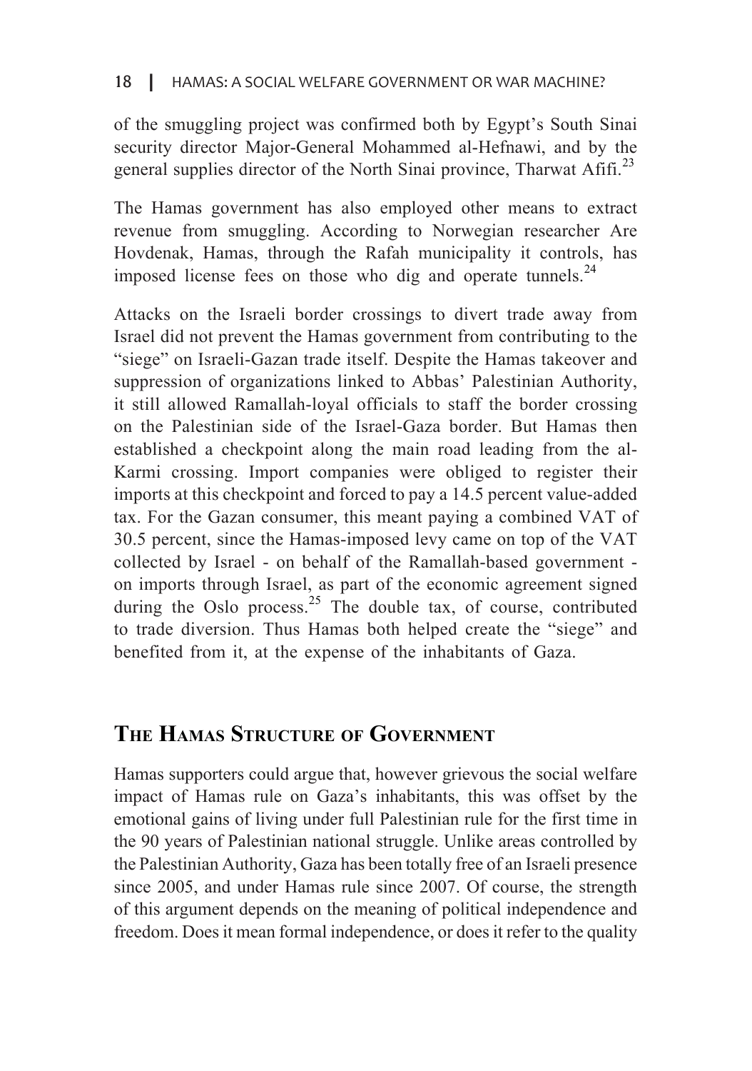of the smuggling project was confirmed both by Egypt's South Sinai security director Major-General Mohammed al-Hefnawi, and by the general supplies director of the North Sinai province, Tharwat Afifi.[23]

The Hamas government has also employed other means to extract revenue from smuggling. According to Norwegian researcher Are Hovdenak, Hamas, through the Rafah municipality it controls, has imposed license fees on those who dig and operate tunnels.[24]

Attacks on the Israeli border crossings to divert trade away from Israel did not prevent the Hamas government from contributing to the "siege" on Israeli-Gazan trade itself. Despite the Hamas takeover and suppression of organizations linked to Abbas' Palestinian Authority, it still allowed Ramallah-loyal officials to staff the border crossing on the Palestinian side of the Israel-Gaza border. But Hamas then established a checkpoint along the main road leading from the al-Karmi crossing. Import companies were obliged to register their imports at this checkpoint and forced to pay a 14.5 percent value-added tax. For the Gazan consumer, this meant paying a combined VAT of 30.5 percent, since the Hamas-imposed levy came on top of the VAT collected by Israel - on behalf of the Ramallah-based government - on imports through Israel, as part of the economic agreement signed during the Oslo process.[25] The double tax, of course, contributed to trade diversion. Thus Hamas both helped create the "siege" and benefited from it, at the expense of the inhabitants of Gaza.

## The Hamas Structure of Government

Hamas supporters could argue that, however grievous the social welfare impact of Hamas rule on Gaza's inhabitants, this was offset by the emotional gains of living under full Palestinian rule for the first time in the 90 years of Palestinian national struggle. Unlike areas controlled by the Palestinian Authority, Gaza has been totally free of an Israeli presence since 2005, and under Hamas rule since 2007. Of course, the strength of this argument depends on the meaning of political independence and freedom. Does it mean formal independence, or does it refer to the quality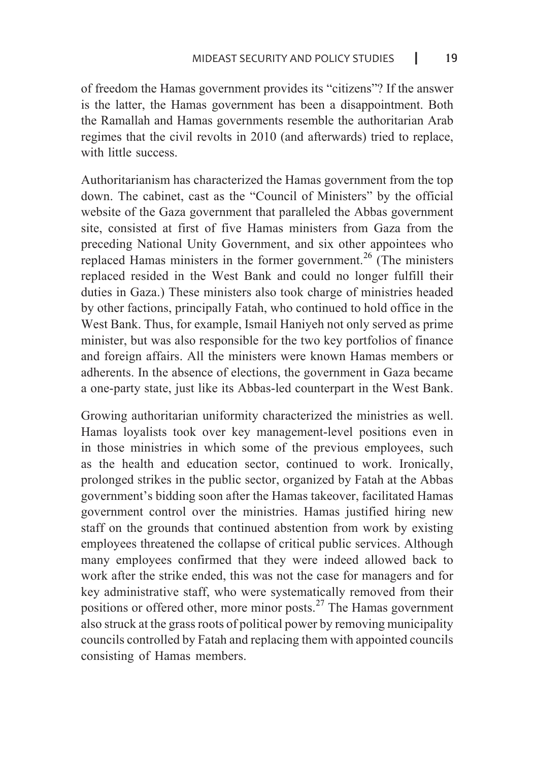of freedom the Hamas government provides its "citizens"? If the answer is the latter, the Hamas government has been a disappointment. Both the Ramallah and Hamas governments resemble the authoritarian Arab regimes that the civil revolts in 2010 (and afterwards) tried to replace, with little success.

Authoritarianism has characterized the Hamas government from the top down. The cabinet, cast as the "Council of Ministers" by the official website of the Gaza government that paralleled the Abbas government site, consisted at first of five Hamas ministers from Gaza from the preceding National Unity Government, and six other appointees who replaced Hamas ministers in the former government.[26] (The ministers replaced resided in the West Bank and could no longer fulfill their duties in Gaza.) These ministers also took charge of ministries headed by other factions, principally Fatah, who continued to hold office in the West Bank. Thus, for example, Ismail Haniyeh not only served as prime minister, but was also responsible for the two key portfolios of finance and foreign affairs. All the ministers were known Hamas members or adherents. In the absence of elections, the government in Gaza became a one-party state, just like its Abbas-led counterpart in the West Bank.

Growing authoritarian uniformity characterized the ministries as well. Hamas loyalists took over key management-level positions even in in those ministries in which some of the previous employees, such as the health and education sector, continued to work. Ironically, prolonged strikes in the public sector, organized by Fatah at the Abbas government's bidding soon after the Hamas takeover, facilitated Hamas government control over the ministries. Hamas justified hiring new staff on the grounds that continued abstention from work by existing employees threatened the collapse of critical public services. Although many employees confirmed that they were indeed allowed back to work after the strike ended, this was not the case for managers and for key administrative staff, who were systematically removed from their positions or offered other, more minor posts.[27] The Hamas government also struck at the grass roots of political power by removing municipality councils controlled by Fatah and replacing them with appointed councils consisting of Hamas members.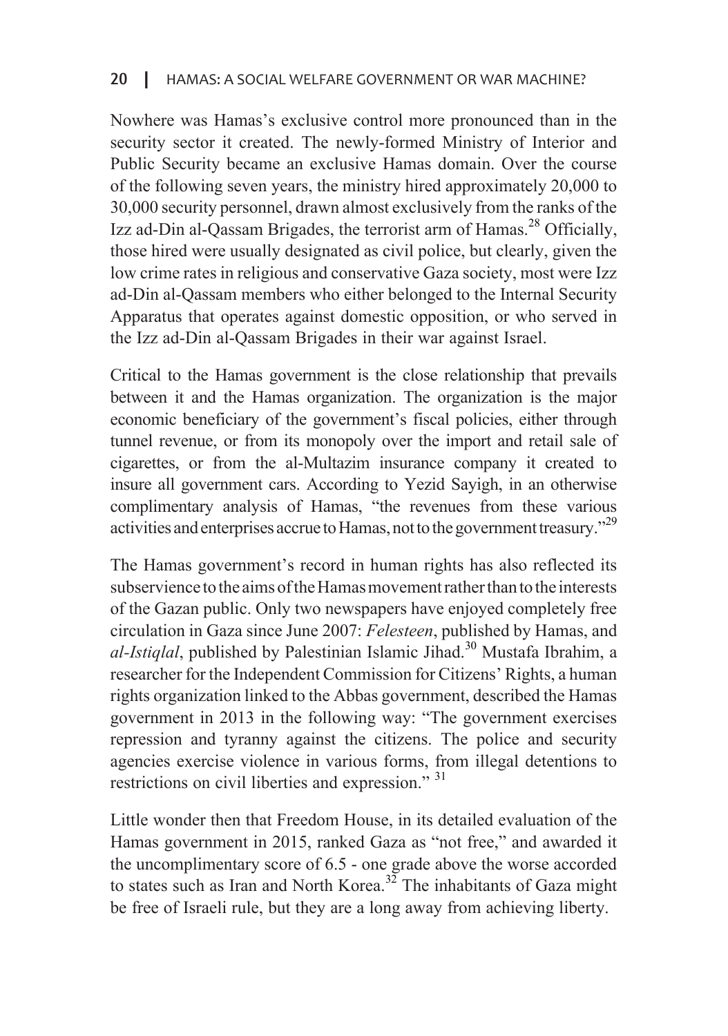Nowhere was Hamas's exclusive control more pronounced than in the security sector it created. The newly-formed Ministry of Interior and Public Security became an exclusive Hamas domain. Over the course of the following seven years, the ministry hired approximately 20,000 to 30,000 security personnel, drawn almost exclusively from the ranks of the Izz ad-Din al-Qassam Brigades, the terrorist arm of Hamas.[28] Officially, those hired were usually designated as civil police, but clearly, given the low crime rates in religious and conservative Gaza society, most were Izz ad-Din al-Qassam members who either belonged to the Internal Security Apparatus that operates against domestic opposition, or who served in the Izz ad-Din al-Qassam Brigades in their war against Israel.

Critical to the Hamas government is the close relationship that prevails between it and the Hamas organization. The organization is the major economic beneficiary of the government's fiscal policies, either through tunnel revenue, or from its monopoly over the import and retail sale of cigarettes, or from the al-Multazim insurance company it created to insure all government cars. According to Yezid Sayigh, in an otherwise complimentary analysis of Hamas, "the revenues from these various activities and enterprises accrue to Hamas, not to the government treasury."[29]

The Hamas government's record in human rights has also reflected its subservience to the aims of the Hamas movement rather than to the interests of the Gazan public. Only two newspapers have enjoyed completely free circulation in Gaza since June 2007: *Felesteen*, published by Hamas, and *al-Istiqlal*, published by Palestinian Islamic Jihad.[30] Mustafa Ibrahim, a researcher for the Independent Commission for Citizens' Rights, a human rights organization linked to the Abbas government, described the Hamas government in 2013 in the following way: "The government exercises repression and tyranny against the citizens. The police and security agencies exercise violence in various forms, from illegal detentions to restrictions on civil liberties and expression." [31]

Little wonder then that Freedom House, in its detailed evaluation of the Hamas government in 2015, ranked Gaza as "not free," and awarded it the uncomplimentary score of 6.5 - one grade above the worse accorded to states such as Iran and North Korea.[32] The inhabitants of Gaza might be free of Israeli rule, but they are a long away from achieving liberty.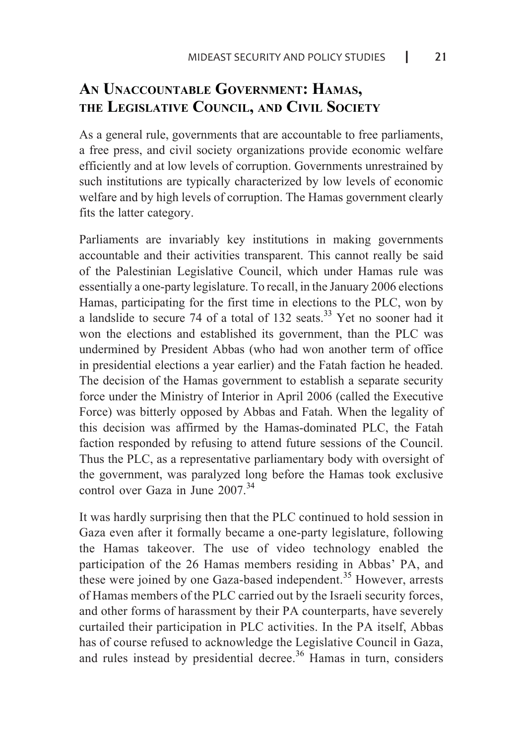## An Unaccountable Government: Hamas, the Legislative Council, and Civil Society

As a general rule, governments that are accountable to free parliaments, a free press, and civil society organizations provide economic welfare efficiently and at low levels of corruption. Governments unrestrained by such institutions are typically characterized by low levels of economic welfare and by high levels of corruption. The Hamas government clearly fits the latter category.

Parliaments are invariably key institutions in making governments accountable and their activities transparent. This cannot really be said of the Palestinian Legislative Council, which under Hamas rule was essentially a one-party legislature. To recall, in the January 2006 elections Hamas, participating for the first time in elections to the PLC, won by a landslide to secure 74 of a total of 132 seats.[33] Yet no sooner had it won the elections and established its government, than the PLC was undermined by President Abbas (who had won another term of office in presidential elections a year earlier) and the Fatah faction he headed. The decision of the Hamas government to establish a separate security force under the Ministry of Interior in April 2006 (called the Executive Force) was bitterly opposed by Abbas and Fatah. When the legality of this decision was affirmed by the Hamas-dominated PLC, the Fatah faction responded by refusing to attend future sessions of the Council. Thus the PLC, as a representative parliamentary body with oversight of the government, was paralyzed long before the Hamas took exclusive control over Gaza in June 2007.[34]

It was hardly surprising then that the PLC continued to hold session in Gaza even after it formally became a one-party legislature, following the Hamas takeover. The use of video technology enabled the participation of the 26 Hamas members residing in Abbas' PA, and these were joined by one Gaza-based independent.[35] However, arrests of Hamas members of the PLC carried out by the Israeli security forces, and other forms of harassment by their PA counterparts, have severely curtailed their participation in PLC activities. In the PA itself, Abbas has of course refused to acknowledge the Legislative Council in Gaza, and rules instead by presidential decree.[36] Hamas in turn, considers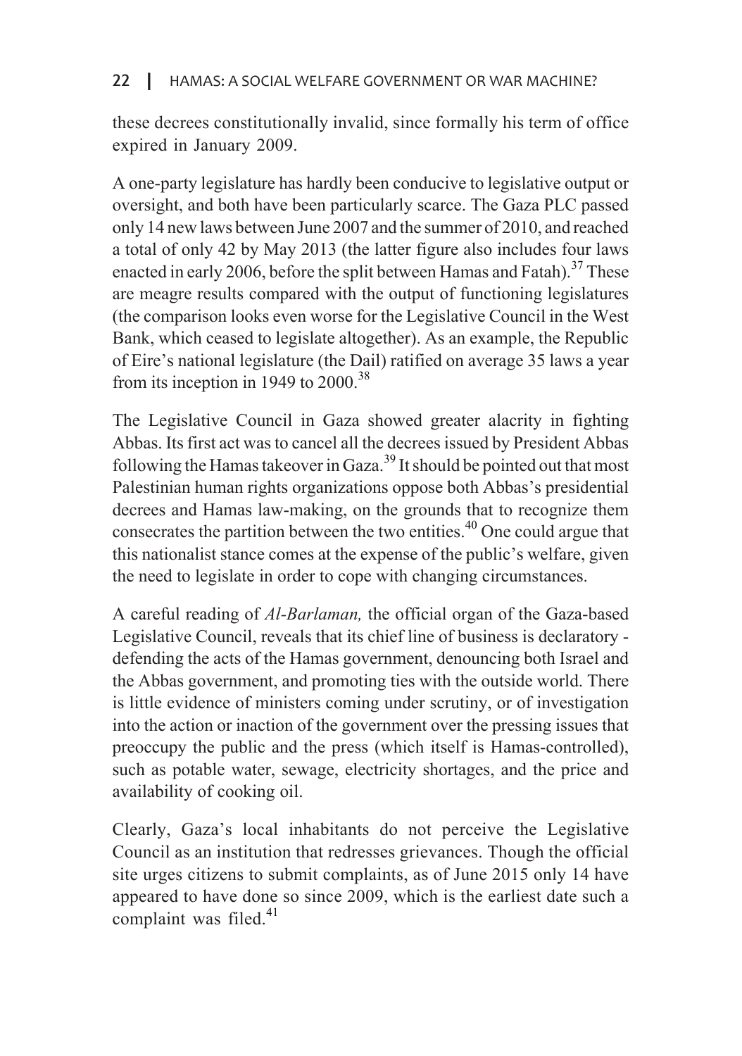these decrees constitutionally invalid, since formally his term of office expired in January 2009.

A one-party legislature has hardly been conducive to legislative output or oversight, and both have been particularly scarce. The Gaza PLC passed only 14 new laws between June 2007 and the summer of 2010, and reached a total of only 42 by May 2013 (the latter figure also includes four laws enacted in early 2006, before the split between Hamas and Fatah).[37] These are meagre results compared with the output of functioning legislatures (the comparison looks even worse for the Legislative Council in the West Bank, which ceased to legislate altogether). As an example, the Republic of Eire's national legislature (the Dail) ratified on average 35 laws a year from its inception in 1949 to 2000.[38]

The Legislative Council in Gaza showed greater alacrity in fighting Abbas. Its first act was to cancel all the decrees issued by President Abbas following the Hamas takeover in Gaza.[39] It should be pointed out that most Palestinian human rights organizations oppose both Abbas's presidential decrees and Hamas law-making, on the grounds that to recognize them consecrates the partition between the two entities.[40] One could argue that this nationalist stance comes at the expense of the public's welfare, given the need to legislate in order to cope with changing circumstances.

A careful reading of *Al-Barlaman,* the official organ of the Gaza-based Legislative Council, reveals that its chief line of business is declaratory - defending the acts of the Hamas government, denouncing both Israel and the Abbas government, and promoting ties with the outside world. There is little evidence of ministers coming under scrutiny, or of investigation into the action or inaction of the government over the pressing issues that preoccupy the public and the press (which itself is Hamas-controlled), such as potable water, sewage, electricity shortages, and the price and availability of cooking oil.

Clearly, Gaza's local inhabitants do not perceive the Legislative Council as an institution that redresses grievances. Though the official site urges citizens to submit complaints, as of June 2015 only 14 have appeared to have done so since 2009, which is the earliest date such a complaint was filed.[41]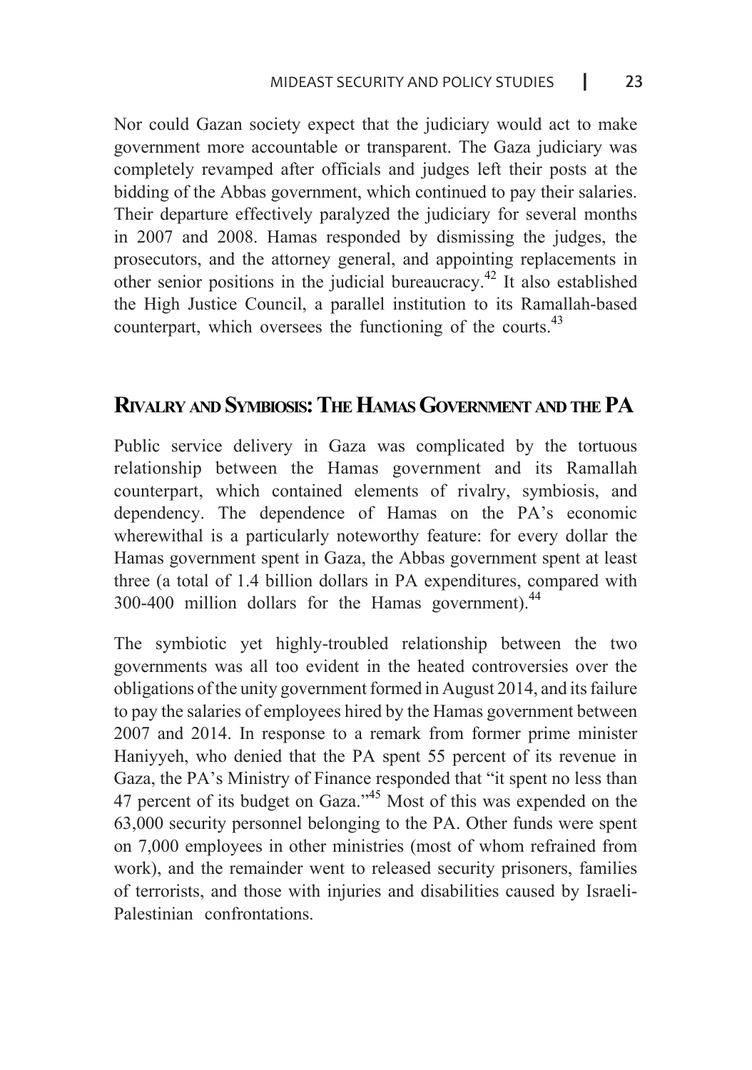Nor could Gazan society expect that the judiciary would act to make government more accountable or transparent. The Gaza judiciary was completely revamped after officials and judges left their posts at the bidding of the Abbas government, which continued to pay their salaries. Their departure effectively paralyzed the judiciary for several months in 2007 and 2008. Hamas responded by dismissing the judges, the prosecutors, and the attorney general, and appointing replacements in other senior positions in the judicial bureaucracy.[42] It also established the High Justice Council, a parallel institution to its Ramallah-based counterpart, which oversees the functioning of the courts.[43]

## Rivalry and Symbiosis: The Hamas Government and the PA

Public service delivery in Gaza was complicated by the tortuous relationship between the Hamas government and its Ramallah counterpart, which contained elements of rivalry, symbiosis, and dependency. The dependence of Hamas on the PA's economic wherewithal is a particularly noteworthy feature: for every dollar the Hamas government spent in Gaza, the Abbas government spent at least three (a total of 1.4 billion dollars in PA expenditures, compared with 300-400 million dollars for the Hamas government).[44]

The symbiotic yet highly-troubled relationship between the two governments was all too evident in the heated controversies over the obligations of the unity government formed in August 2014, and its failure to pay the salaries of employees hired by the Hamas government between 2007 and 2014. In response to a remark from former prime minister Haniyyeh, who denied that the PA spent 55 percent of its revenue in Gaza, the PA's Ministry of Finance responded that "it spent no less than 47 percent of its budget on Gaza."[45] Most of this was expended on the 63,000 security personnel belonging to the PA. Other funds were spent on 7,000 employees in other ministries (most of whom refrained from work), and the remainder went to released security prisoners, families of terrorists, and those with injuries and disabilities caused by Israeli-Palestinian confrontations.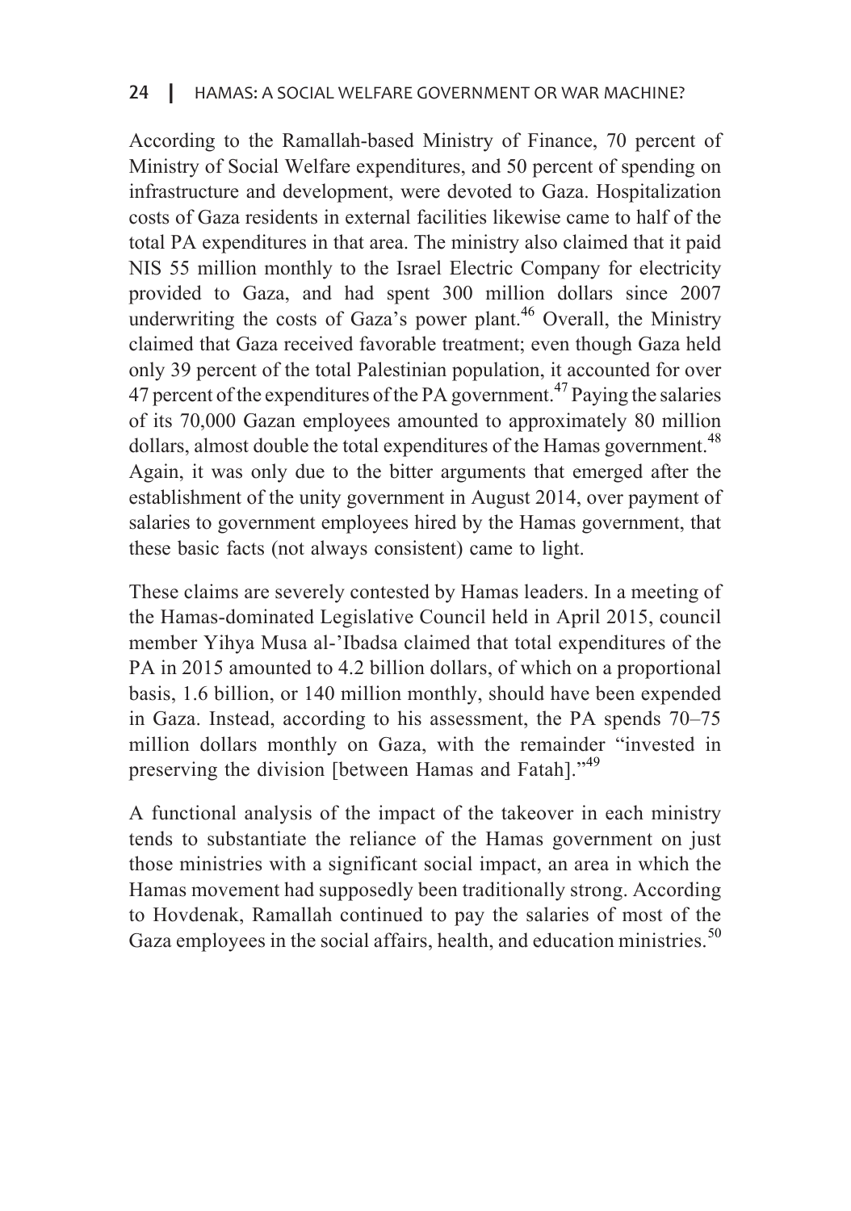According to the Ramallah-based Ministry of Finance, 70 percent of Ministry of Social Welfare expenditures, and 50 percent of spending on infrastructure and development, were devoted to Gaza. Hospitalization costs of Gaza residents in external facilities likewise came to half of the total PA expenditures in that area. The ministry also claimed that it paid NIS 55 million monthly to the Israel Electric Company for electricity provided to Gaza, and had spent 300 million dollars since 2007 underwriting the costs of Gaza's power plant.[46] Overall, the Ministry claimed that Gaza received favorable treatment; even though Gaza held only 39 percent of the total Palestinian population, it accounted for over 47 percent of the expenditures of the PA government.[47] Paying the salaries of its 70,000 Gazan employees amounted to approximately 80 million dollars, almost double the total expenditures of the Hamas government.[48] Again, it was only due to the bitter arguments that emerged after the establishment of the unity government in August 2014, over payment of salaries to government employees hired by the Hamas government, that these basic facts (not always consistent) came to light.

These claims are severely contested by Hamas leaders. In a meeting of the Hamas-dominated Legislative Council held in April 2015, council member Yihya Musa al-'Ibadsa claimed that total expenditures of the PA in 2015 amounted to 4.2 billion dollars, of which on a proportional basis, 1.6 billion, or 140 million monthly, should have been expended in Gaza. Instead, according to his assessment, the PA spends 70–75 million dollars monthly on Gaza, with the remainder "invested in preserving the division [between Hamas and Fatah]."[49]

A functional analysis of the impact of the takeover in each ministry tends to substantiate the reliance of the Hamas government on just those ministries with a significant social impact, an area in which the Hamas movement had supposedly been traditionally strong. According to Hovdenak, Ramallah continued to pay the salaries of most of the Gaza employees in the social affairs, health, and education ministries.[50]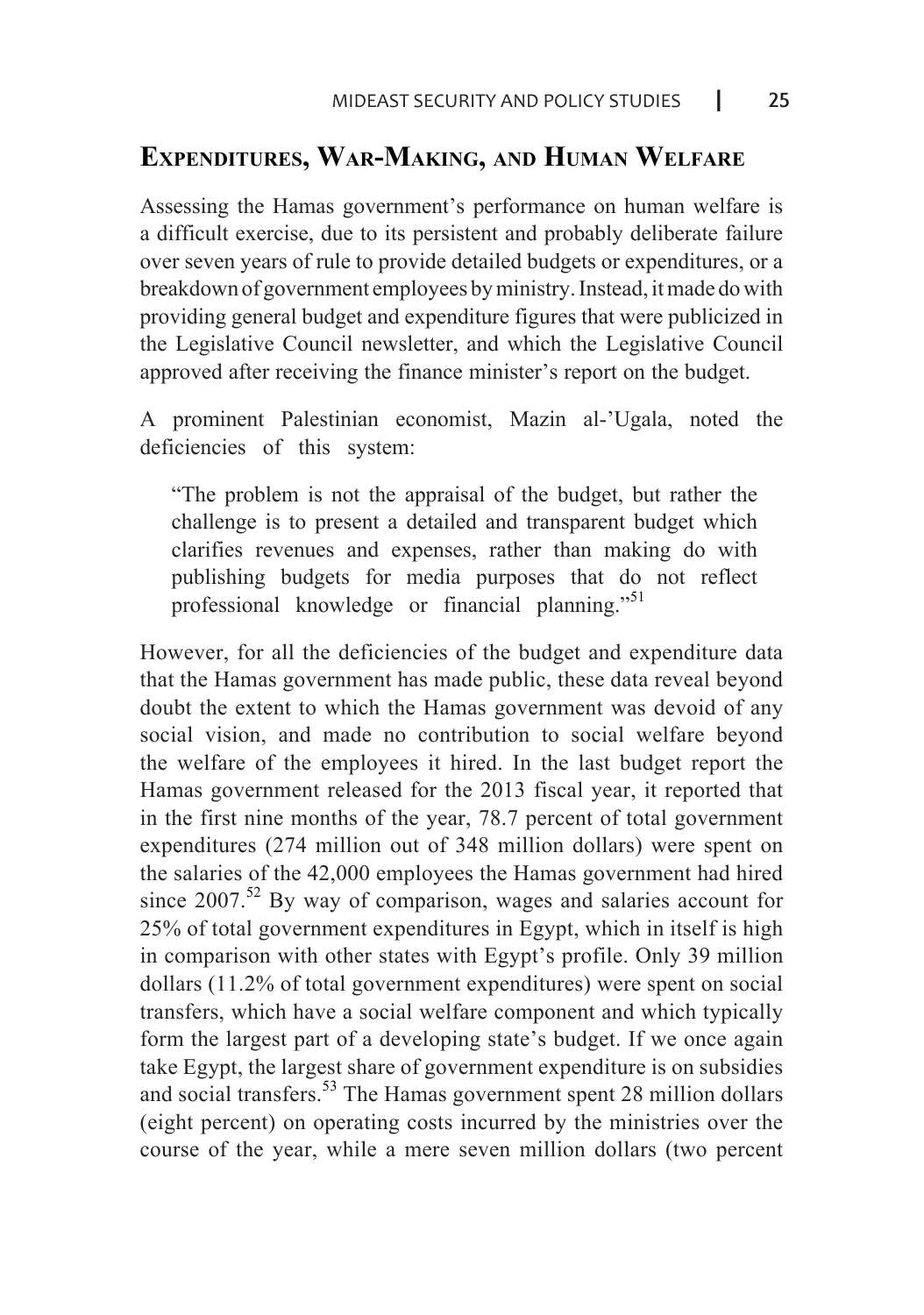## Expenditures, War-Making, and Human Welfare

Assessing the Hamas government's performance on human welfare is a difficult exercise, due to its persistent and probably deliberate failure over seven years of rule to provide detailed budgets or expenditures, or a breakdown of government employees by ministry. Instead, it made do with providing general budget and expenditure figures that were publicized in the Legislative Council newsletter, and which the Legislative Council approved after receiving the finance minister's report on the budget.

A prominent Palestinian economist, Mazin al-'Ugala, noted the deficiencies of this system:

> "The problem is not the appraisal of the budget, but rather the challenge is to present a detailed and transparent budget which clarifies revenues and expenses, rather than making do with publishing budgets for media purposes that do not reflect professional knowledge or financial planning."[51]

However, for all the deficiencies of the budget and expenditure data that the Hamas government has made public, these data reveal beyond doubt the extent to which the Hamas government was devoid of any social vision, and made no contribution to social welfare beyond the welfare of the employees it hired. In the last budget report the Hamas government released for the 2013 fiscal year, it reported that in the first nine months of the year, 78.7 percent of total government expenditures (274 million out of 348 million dollars) were spent on the salaries of the 42,000 employees the Hamas government had hired since 2007.[52] By way of comparison, wages and salaries account for 25% of total government expenditures in Egypt, which in itself is high in comparison with other states with Egypt's profile. Only 39 million dollars (11.2% of total government expenditures) were spent on social transfers, which have a social welfare component and which typically form the largest part of a developing state's budget. If we once again take Egypt, the largest share of government expenditure is on subsidies and social transfers.[53] The Hamas government spent 28 million dollars (eight percent) on operating costs incurred by the ministries over the course of the year, while a mere seven million dollars (two percent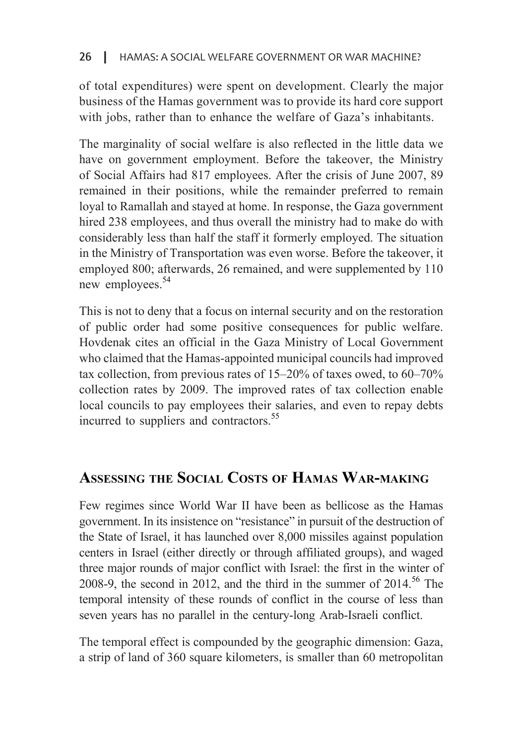of total expenditures) were spent on development. Clearly the major business of the Hamas government was to provide its hard core support with jobs, rather than to enhance the welfare of Gaza's inhabitants.

The marginality of social welfare is also reflected in the little data we have on government employment. Before the takeover, the Ministry of Social Affairs had 817 employees. After the crisis of June 2007, 89 remained in their positions, while the remainder preferred to remain loyal to Ramallah and stayed at home. In response, the Gaza government hired 238 employees, and thus overall the ministry had to make do with considerably less than half the staff it formerly employed. The situation in the Ministry of Transportation was even worse. Before the takeover, it employed 800; afterwards, 26 remained, and were supplemented by 110 new employees.[54]

This is not to deny that a focus on internal security and on the restoration of public order had some positive consequences for public welfare. Hovdenak cites an official in the Gaza Ministry of Local Government who claimed that the Hamas-appointed municipal councils had improved tax collection, from previous rates of 15–20% of taxes owed, to 60–70% collection rates by 2009. The improved rates of tax collection enable local councils to pay employees their salaries, and even to repay debts incurred to suppliers and contractors.[55]

## Assessing the Social Costs of Hamas War-making

Few regimes since World War II have been as bellicose as the Hamas government. In its insistence on "resistance" in pursuit of the destruction of the State of Israel, it has launched over 8,000 missiles against population centers in Israel (either directly or through affiliated groups), and waged three major rounds of major conflict with Israel: the first in the winter of 2008-9, the second in 2012, and the third in the summer of 2014.[56] The temporal intensity of these rounds of conflict in the course of less than seven years has no parallel in the century-long Arab-Israeli conflict.

The temporal effect is compounded by the geographic dimension: Gaza, a strip of land of 360 square kilometers, is smaller than 60 metropolitan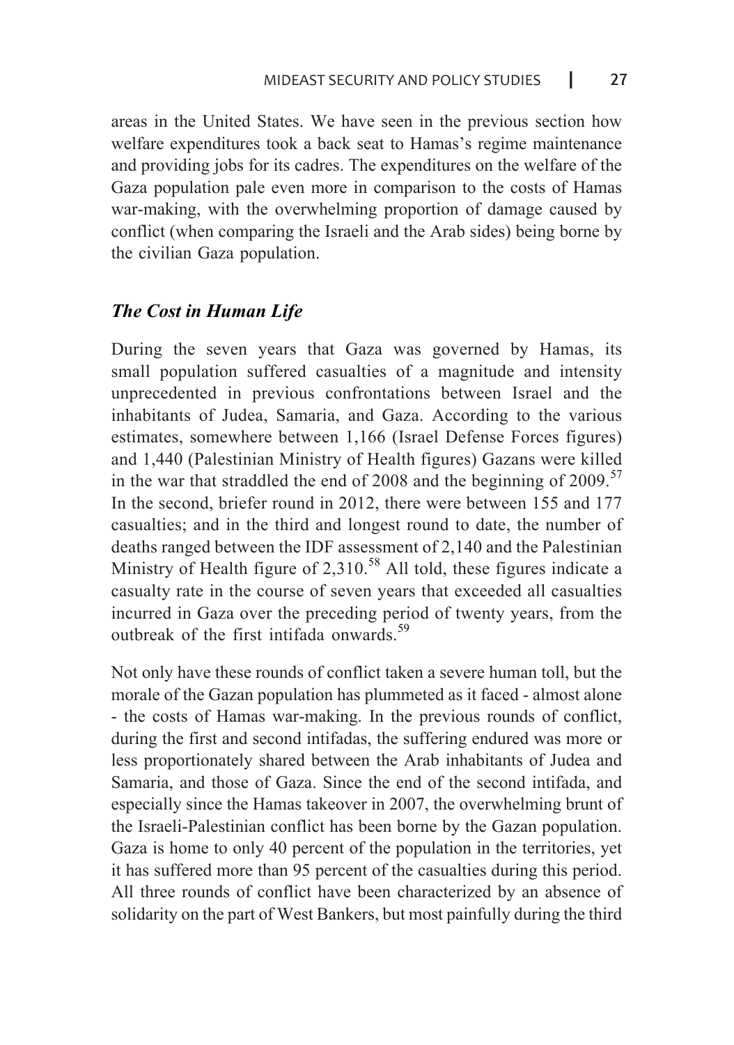areas in the United States. We have seen in the previous section how welfare expenditures took a back seat to Hamas's regime maintenance and providing jobs for its cadres. The expenditures on the welfare of the Gaza population pale even more in comparison to the costs of Hamas war-making, with the overwhelming proportion of damage caused by conflict (when comparing the Israeli and the Arab sides) being borne by the civilian Gaza population.

### *The Cost in Human Life*

During the seven years that Gaza was governed by Hamas, its small population suffered casualties of a magnitude and intensity unprecedented in previous confrontations between Israel and the inhabitants of Judea, Samaria, and Gaza. According to the various estimates, somewhere between 1,166 (Israel Defense Forces figures) and 1,440 (Palestinian Ministry of Health figures) Gazans were killed in the war that straddled the end of 2008 and the beginning of 2009.[57] In the second, briefer round in 2012, there were between 155 and 177 casualties; and in the third and longest round to date, the number of deaths ranged between the IDF assessment of 2,140 and the Palestinian Ministry of Health figure of 2,310.[58] All told, these figures indicate a casualty rate in the course of seven years that exceeded all casualties incurred in Gaza over the preceding period of twenty years, from the outbreak of the first intifada onwards.[59]

Not only have these rounds of conflict taken a severe human toll, but the morale of the Gazan population has plummeted as it faced - almost alone - the costs of Hamas war-making. In the previous rounds of conflict, during the first and second intifadas, the suffering endured was more or less proportionately shared between the Arab inhabitants of Judea and Samaria, and those of Gaza. Since the end of the second intifada, and especially since the Hamas takeover in 2007, the overwhelming brunt of the Israeli-Palestinian conflict has been borne by the Gazan population. Gaza is home to only 40 percent of the population in the territories, yet it has suffered more than 95 percent of the casualties during this period. All three rounds of conflict have been characterized by an absence of solidarity on the part of West Bankers, but most painfully during the third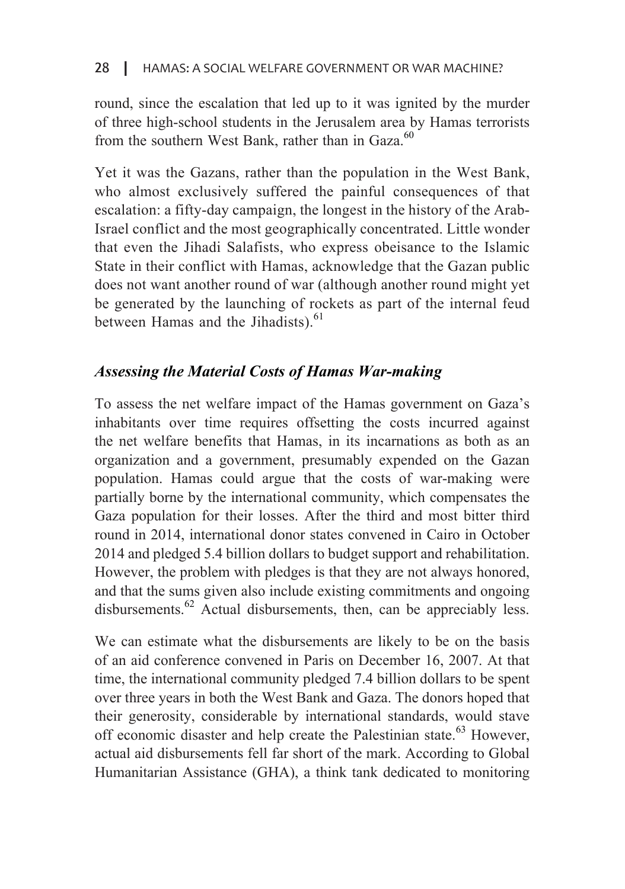round, since the escalation that led up to it was ignited by the murder of three high-school students in the Jerusalem area by Hamas terrorists from the southern West Bank, rather than in Gaza.[60]

Yet it was the Gazans, rather than the population in the West Bank, who almost exclusively suffered the painful consequences of that escalation: a fifty-day campaign, the longest in the history of the Arab-Israel conflict and the most geographically concentrated. Little wonder that even the Jihadi Salafists, who express obeisance to the Islamic State in their conflict with Hamas, acknowledge that the Gazan public does not want another round of war (although another round might yet be generated by the launching of rockets as part of the internal feud between Hamas and the Jihadists).[61]

### *Assessing the Material Costs of Hamas War-making*

To assess the net welfare impact of the Hamas government on Gaza's inhabitants over time requires offsetting the costs incurred against the net welfare benefits that Hamas, in its incarnations as both as an organization and a government, presumably expended on the Gazan population. Hamas could argue that the costs of war-making were partially borne by the international community, which compensates the Gaza population for their losses. After the third and most bitter third round in 2014, international donor states convened in Cairo in October 2014 and pledged 5.4 billion dollars to budget support and rehabilitation. However, the problem with pledges is that they are not always honored, and that the sums given also include existing commitments and ongoing disbursements.[62] Actual disbursements, then, can be appreciably less.

We can estimate what the disbursements are likely to be on the basis of an aid conference convened in Paris on December 16, 2007. At that time, the international community pledged 7.4 billion dollars to be spent over three years in both the West Bank and Gaza. The donors hoped that their generosity, considerable by international standards, would stave off economic disaster and help create the Palestinian state.[63] However, actual aid disbursements fell far short of the mark. According to Global Humanitarian Assistance (GHA), a think tank dedicated to monitoring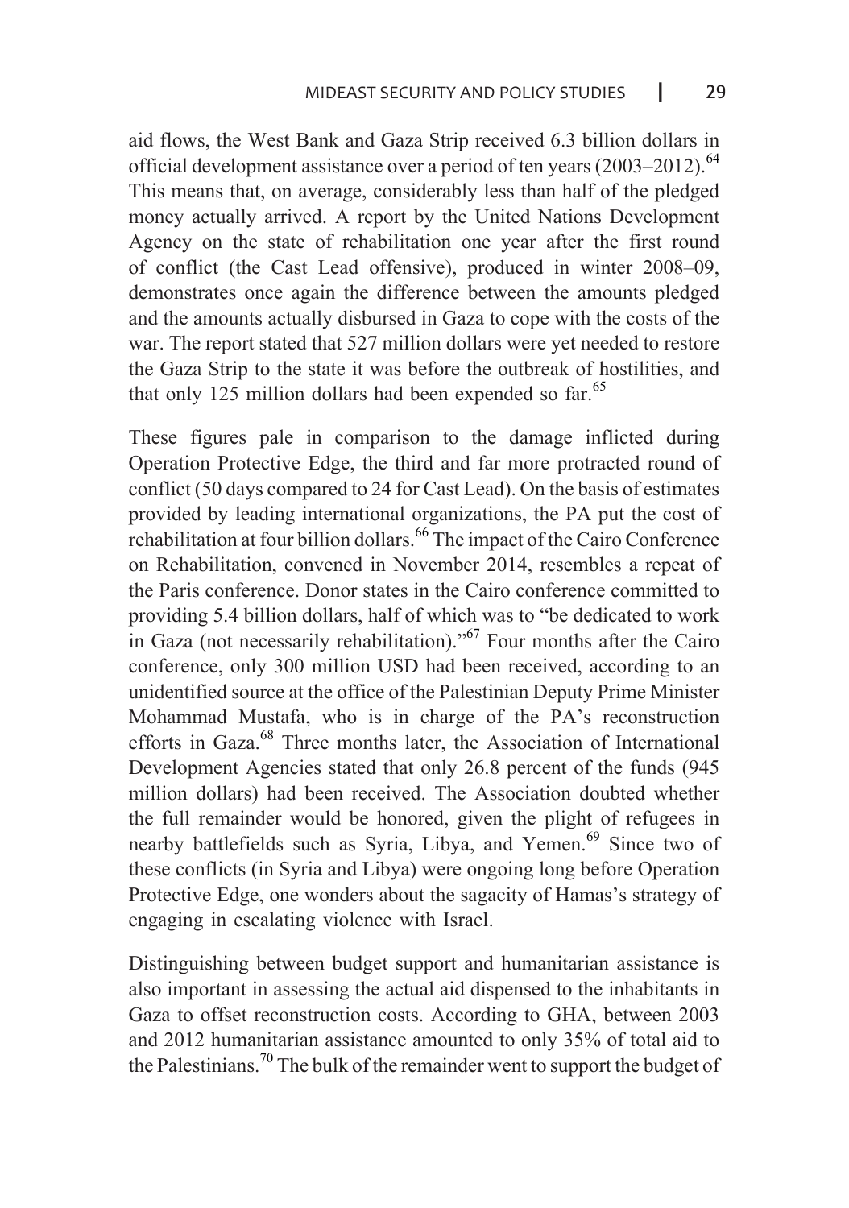aid flows, the West Bank and Gaza Strip received 6.3 billion dollars in official development assistance over a period of ten years (2003–2012).[64] This means that, on average, considerably less than half of the pledged money actually arrived. A report by the United Nations Development Agency on the state of rehabilitation one year after the first round of conflict (the Cast Lead offensive), produced in winter 2008–09, demonstrates once again the difference between the amounts pledged and the amounts actually disbursed in Gaza to cope with the costs of the war. The report stated that 527 million dollars were yet needed to restore the Gaza Strip to the state it was before the outbreak of hostilities, and that only 125 million dollars had been expended so far.[65]

These figures pale in comparison to the damage inflicted during Operation Protective Edge, the third and far more protracted round of conflict (50 days compared to 24 for Cast Lead). On the basis of estimates provided by leading international organizations, the PA put the cost of rehabilitation at four billion dollars.[66] The impact of the Cairo Conference on Rehabilitation, convened in November 2014, resembles a repeat of the Paris conference. Donor states in the Cairo conference committed to providing 5.4 billion dollars, half of which was to "be dedicated to work in Gaza (not necessarily rehabilitation)."[67] Four months after the Cairo conference, only 300 million USD had been received, according to an unidentified source at the office of the Palestinian Deputy Prime Minister Mohammad Mustafa, who is in charge of the PA's reconstruction efforts in Gaza.[68] Three months later, the Association of International Development Agencies stated that only 26.8 percent of the funds (945 million dollars) had been received. The Association doubted whether the full remainder would be honored, given the plight of refugees in nearby battlefields such as Syria, Libya, and Yemen.[69] Since two of these conflicts (in Syria and Libya) were ongoing long before Operation Protective Edge, one wonders about the sagacity of Hamas's strategy of engaging in escalating violence with Israel.

Distinguishing between budget support and humanitarian assistance is also important in assessing the actual aid dispensed to the inhabitants in Gaza to offset reconstruction costs. According to GHA, between 2003 and 2012 humanitarian assistance amounted to only 35% of total aid to the Palestinians.[70] The bulk of the remainder went to support the budget of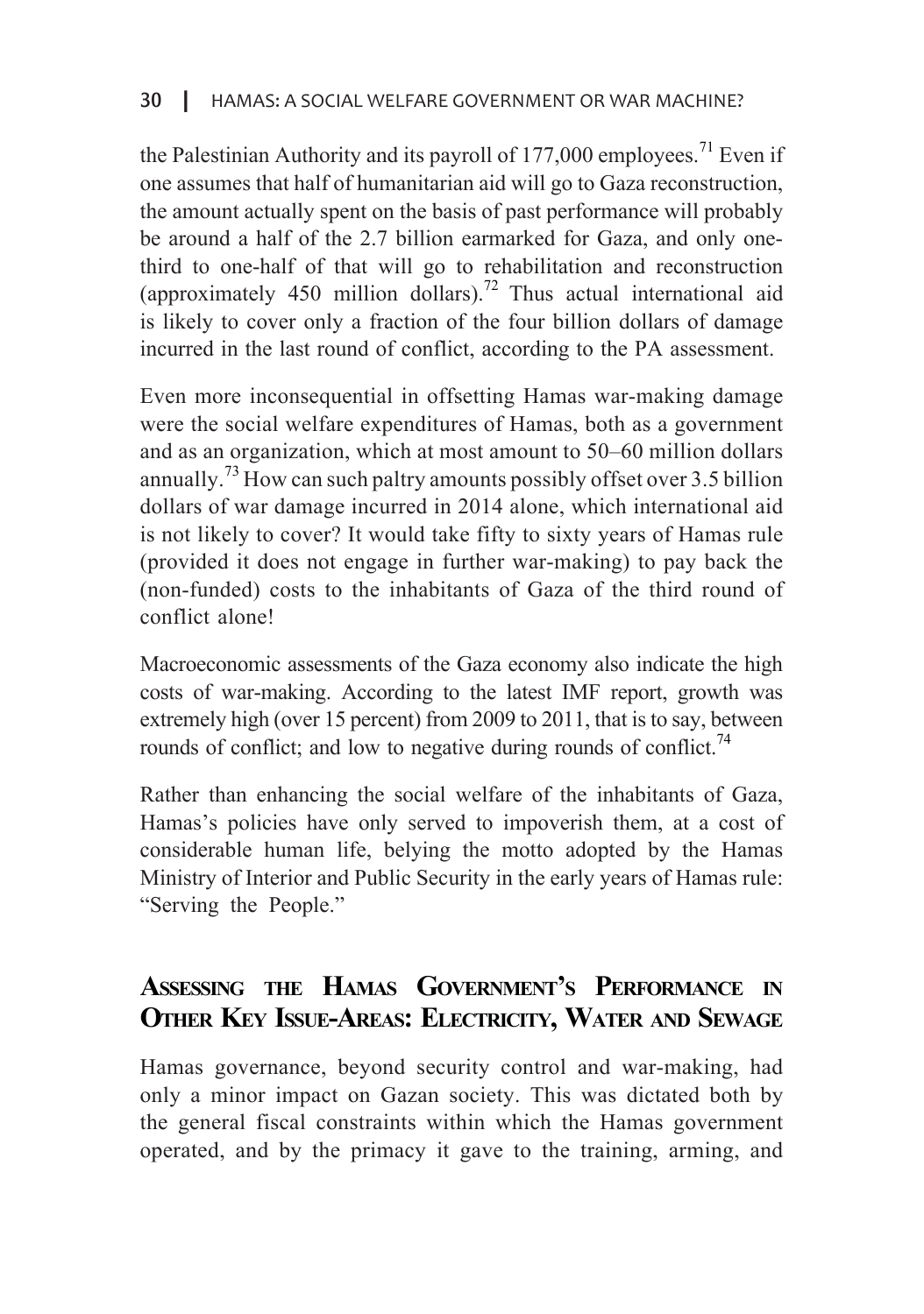the Palestinian Authority and its payroll of 177,000 employees.[71] Even if one assumes that half of humanitarian aid will go to Gaza reconstruction, the amount actually spent on the basis of past performance will probably be around a half of the 2.7 billion earmarked for Gaza, and only one-third to one-half of that will go to rehabilitation and reconstruction (approximately 450 million dollars).[72] Thus actual international aid is likely to cover only a fraction of the four billion dollars of damage incurred in the last round of conflict, according to the PA assessment.

Even more inconsequential in offsetting Hamas war-making damage were the social welfare expenditures of Hamas, both as a government and as an organization, which at most amount to 50–60 million dollars annually.[73] How can such paltry amounts possibly offset over 3.5 billion dollars of war damage incurred in 2014 alone, which international aid is not likely to cover? It would take fifty to sixty years of Hamas rule (provided it does not engage in further war-making) to pay back the (non-funded) costs to the inhabitants of Gaza of the third round of conflict alone!

Macroeconomic assessments of the Gaza economy also indicate the high costs of war-making. According to the latest IMF report, growth was extremely high (over 15 percent) from 2009 to 2011, that is to say, between rounds of conflict; and low to negative during rounds of conflict.[74]

Rather than enhancing the social welfare of the inhabitants of Gaza, Hamas's policies have only served to impoverish them, at a cost of considerable human life, belying the motto adopted by the Hamas Ministry of Interior and Public Security in the early years of Hamas rule: "Serving the People."

## Assessing the Hamas Government's Performance in Other Key Issue-Areas: Electricity, Water and Sewage

Hamas governance, beyond security control and war-making, had only a minor impact on Gazan society. This was dictated both by the general fiscal constraints within which the Hamas government operated, and by the primacy it gave to the training, arming, and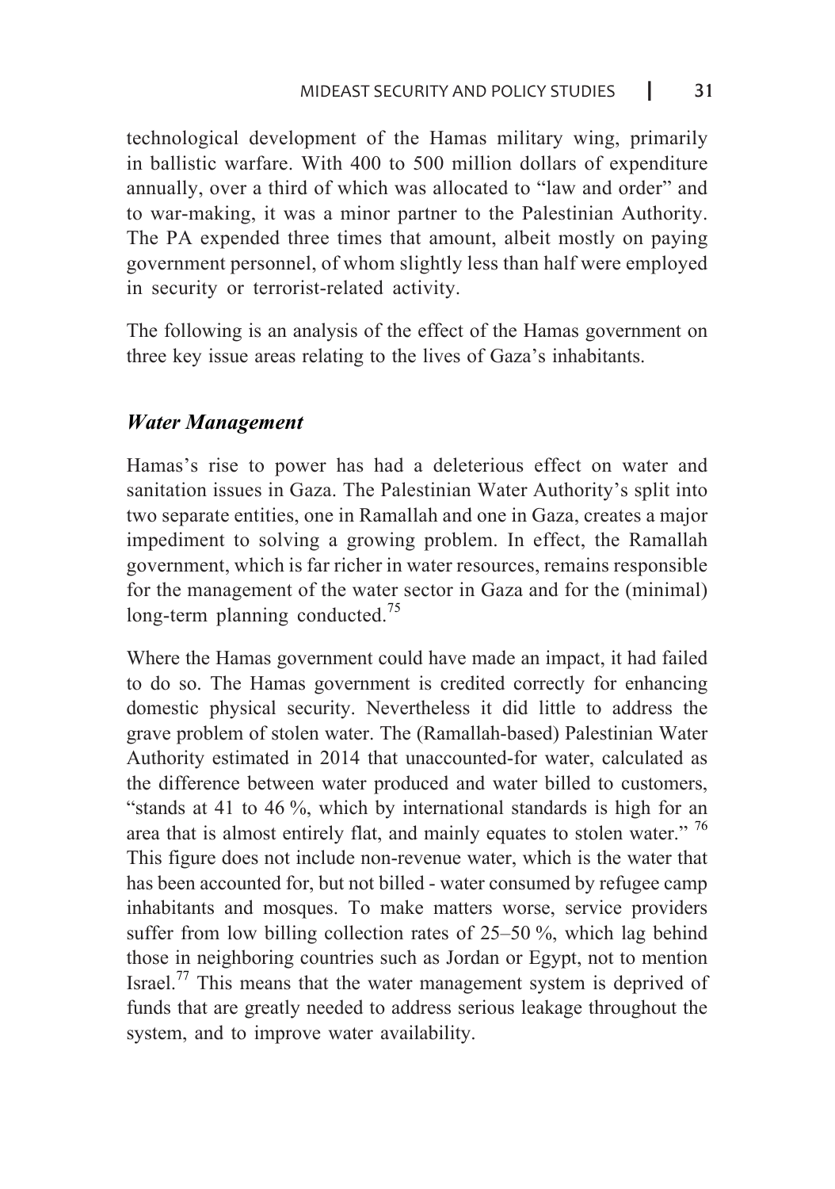technological development of the Hamas military wing, primarily in ballistic warfare. With 400 to 500 million dollars of expenditure annually, over a third of which was allocated to "law and order" and to war-making, it was a minor partner to the Palestinian Authority. The PA expended three times that amount, albeit mostly on paying government personnel, of whom slightly less than half were employed in security or terrorist-related activity.

The following is an analysis of the effect of the Hamas government on three key issue areas relating to the lives of Gaza's inhabitants.

### *Water Management*

Hamas's rise to power has had a deleterious effect on water and sanitation issues in Gaza. The Palestinian Water Authority's split into two separate entities, one in Ramallah and one in Gaza, creates a major impediment to solving a growing problem. In effect, the Ramallah government, which is far richer in water resources, remains responsible for the management of the water sector in Gaza and for the (minimal) long-term planning conducted.[75]

Where the Hamas government could have made an impact, it had failed to do so. The Hamas government is credited correctly for enhancing domestic physical security. Nevertheless it did little to address the grave problem of stolen water. The (Ramallah-based) Palestinian Water Authority estimated in 2014 that unaccounted-for water, calculated as the difference between water produced and water billed to customers, "stands at 41 to 46 %, which by international standards is high for an area that is almost entirely flat, and mainly equates to stolen water." [76] This figure does not include non-revenue water, which is the water that has been accounted for, but not billed - water consumed by refugee camp inhabitants and mosques. To make matters worse, service providers suffer from low billing collection rates of 25–50 %, which lag behind those in neighboring countries such as Jordan or Egypt, not to mention Israel.[77] This means that the water management system is deprived of funds that are greatly needed to address serious leakage throughout the system, and to improve water availability.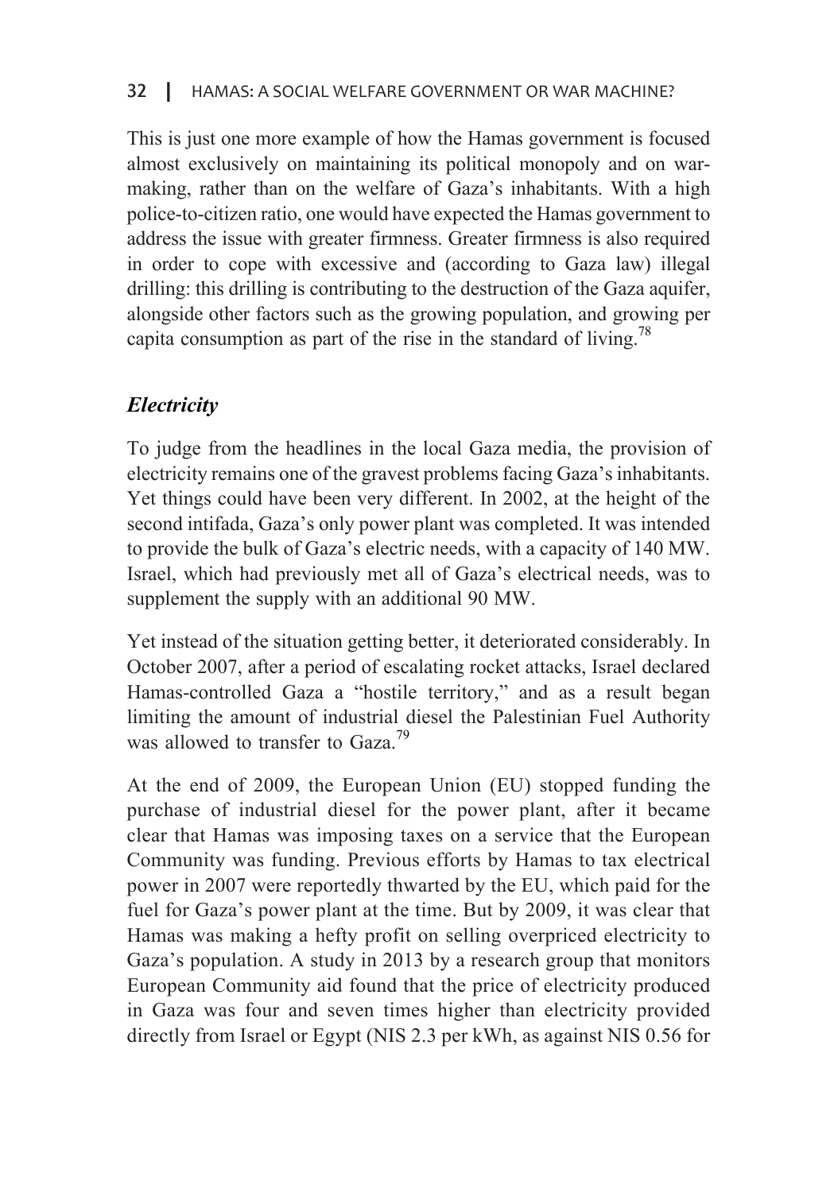This is just one more example of how the Hamas government is focused almost exclusively on maintaining its political monopoly and on war-making, rather than on the welfare of Gaza's inhabitants. With a high police-to-citizen ratio, one would have expected the Hamas government to address the issue with greater firmness. Greater firmness is also required in order to cope with excessive and (according to Gaza law) illegal drilling: this drilling is contributing to the destruction of the Gaza aquifer, alongside other factors such as the growing population, and growing per capita consumption as part of the rise in the standard of living.[78]

### *Electricity*

To judge from the headlines in the local Gaza media, the provision of electricity remains one of the gravest problems facing Gaza's inhabitants. Yet things could have been very different. In 2002, at the height of the second intifada, Gaza's only power plant was completed. It was intended to provide the bulk of Gaza's electric needs, with a capacity of 140 MW. Israel, which had previously met all of Gaza's electrical needs, was to supplement the supply with an additional 90 MW.

Yet instead of the situation getting better, it deteriorated considerably. In October 2007, after a period of escalating rocket attacks, Israel declared Hamas-controlled Gaza a "hostile territory," and as a result began limiting the amount of industrial diesel the Palestinian Fuel Authority was allowed to transfer to Gaza.[79]

At the end of 2009, the European Union (EU) stopped funding the purchase of industrial diesel for the power plant, after it became clear that Hamas was imposing taxes on a service that the European Community was funding. Previous efforts by Hamas to tax electrical power in 2007 were reportedly thwarted by the EU, which paid for the fuel for Gaza's power plant at the time. But by 2009, it was clear that Hamas was making a hefty profit on selling overpriced electricity to Gaza's population. A study in 2013 by a research group that monitors European Community aid found that the price of electricity produced in Gaza was four and seven times higher than electricity provided directly from Israel or Egypt (NIS 2.3 per kWh, as against NIS 0.56 for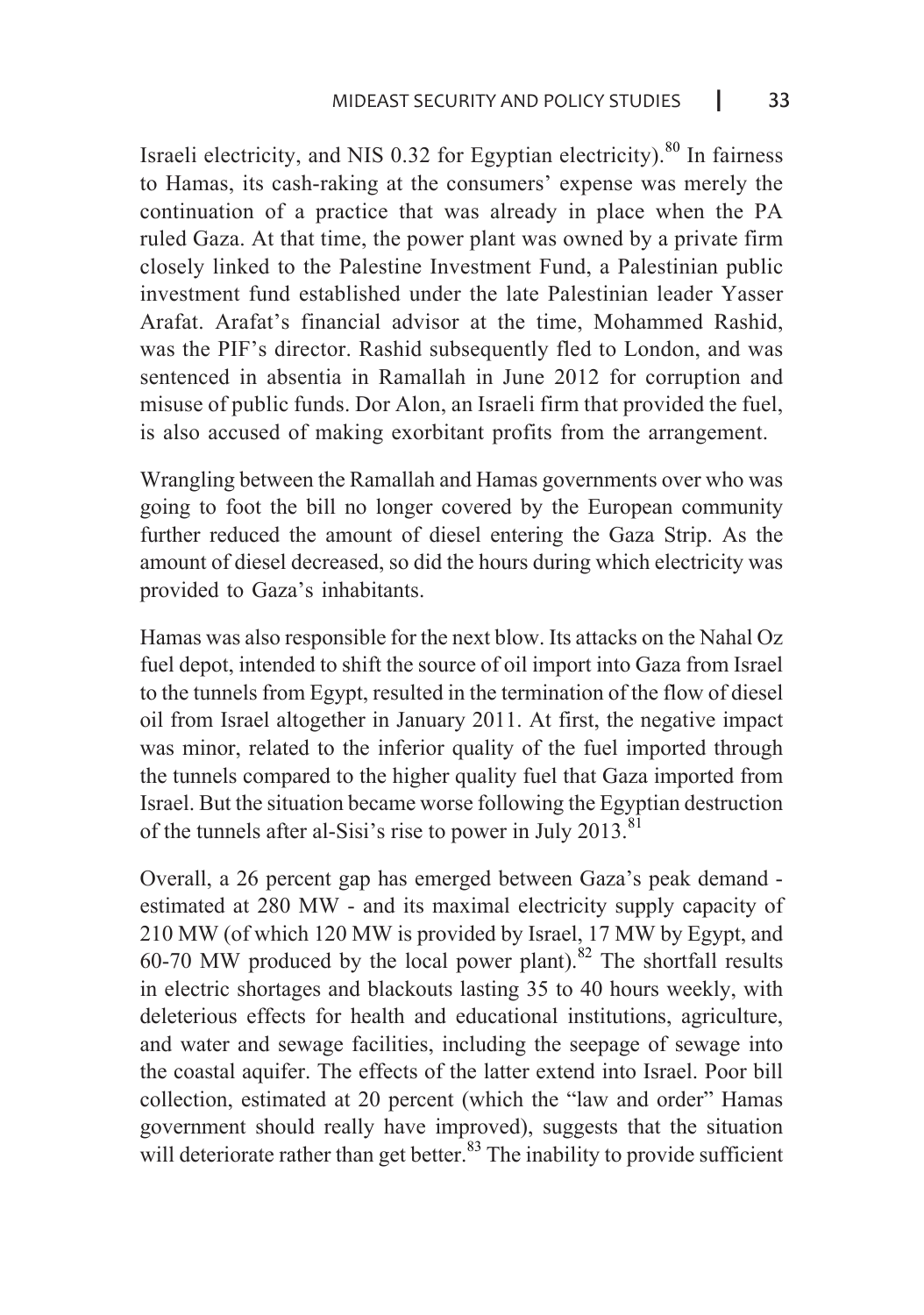Israeli electricity, and NIS 0.32 for Egyptian electricity).[80] In fairness to Hamas, its cash-raking at the consumers' expense was merely the continuation of a practice that was already in place when the PA ruled Gaza. At that time, the power plant was owned by a private firm closely linked to the Palestine Investment Fund, a Palestinian public investment fund established under the late Palestinian leader Yasser Arafat. Arafat's financial advisor at the time, Mohammed Rashid, was the PIF's director. Rashid subsequently fled to London, and was sentenced in absentia in Ramallah in June 2012 for corruption and misuse of public funds. Dor Alon, an Israeli firm that provided the fuel, is also accused of making exorbitant profits from the arrangement.

Wrangling between the Ramallah and Hamas governments over who was going to foot the bill no longer covered by the European community further reduced the amount of diesel entering the Gaza Strip. As the amount of diesel decreased, so did the hours during which electricity was provided to Gaza's inhabitants.

Hamas was also responsible for the next blow. Its attacks on the Nahal Oz fuel depot, intended to shift the source of oil import into Gaza from Israel to the tunnels from Egypt, resulted in the termination of the flow of diesel oil from Israel altogether in January 2011. At first, the negative impact was minor, related to the inferior quality of the fuel imported through the tunnels compared to the higher quality fuel that Gaza imported from Israel. But the situation became worse following the Egyptian destruction of the tunnels after al-Sisi's rise to power in July 2013.[81]

Overall, a 26 percent gap has emerged between Gaza's peak demand - estimated at 280 MW - and its maximal electricity supply capacity of 210 MW (of which 120 MW is provided by Israel, 17 MW by Egypt, and 60-70 MW produced by the local power plant).[82] The shortfall results in electric shortages and blackouts lasting 35 to 40 hours weekly, with deleterious effects for health and educational institutions, agriculture, and water and sewage facilities, including the seepage of sewage into the coastal aquifer. The effects of the latter extend into Israel. Poor bill collection, estimated at 20 percent (which the "law and order" Hamas government should really have improved), suggests that the situation will deteriorate rather than get better.[83] The inability to provide sufficient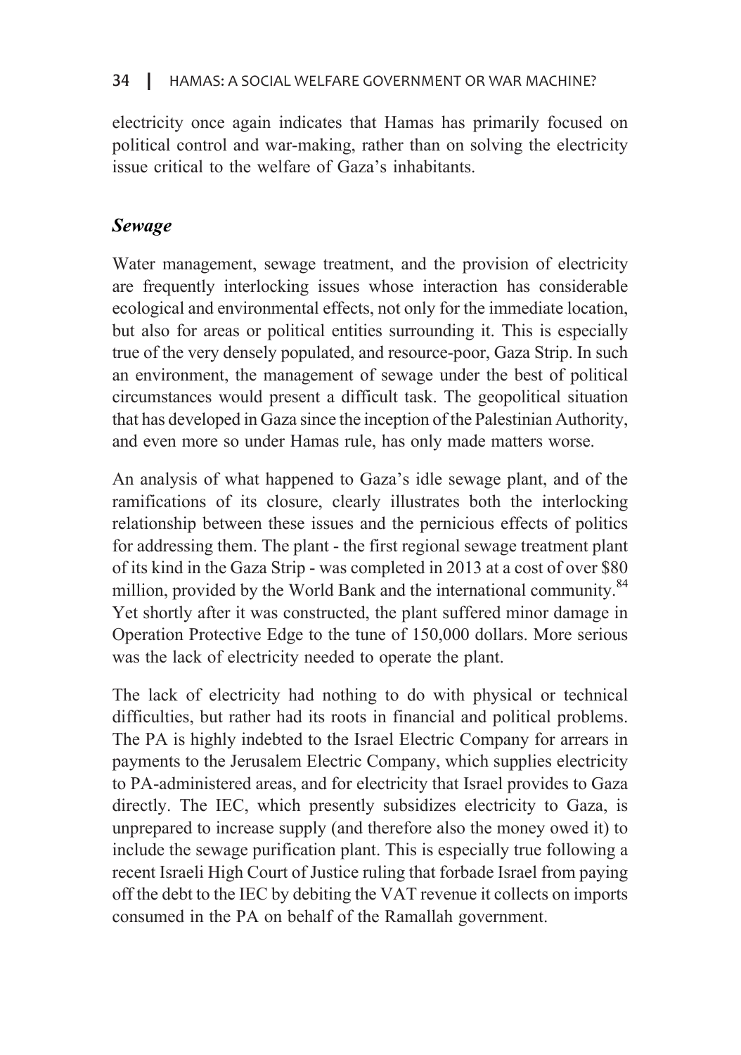electricity once again indicates that Hamas has primarily focused on political control and war-making, rather than on solving the electricity issue critical to the welfare of Gaza's inhabitants.

### *Sewage*

Water management, sewage treatment, and the provision of electricity are frequently interlocking issues whose interaction has considerable ecological and environmental effects, not only for the immediate location, but also for areas or political entities surrounding it. This is especially true of the very densely populated, and resource-poor, Gaza Strip. In such an environment, the management of sewage under the best of political circumstances would present a difficult task. The geopolitical situation that has developed in Gaza since the inception of the Palestinian Authority, and even more so under Hamas rule, has only made matters worse.

An analysis of what happened to Gaza's idle sewage plant, and of the ramifications of its closure, clearly illustrates both the interlocking relationship between these issues and the pernicious effects of politics for addressing them. The plant - the first regional sewage treatment plant of its kind in the Gaza Strip - was completed in 2013 at a cost of over $80 million, provided by the World Bank and the international community.[84] Yet shortly after it was constructed, the plant suffered minor damage in Operation Protective Edge to the tune of 150,000 dollars. More serious was the lack of electricity needed to operate the plant.

The lack of electricity had nothing to do with physical or technical difficulties, but rather had its roots in financial and political problems. The PA is highly indebted to the Israel Electric Company for arrears in payments to the Jerusalem Electric Company, which supplies electricity to PA-administered areas, and for electricity that Israel provides to Gaza directly. The IEC, which presently subsidizes electricity to Gaza, is unprepared to increase supply (and therefore also the money owed it) to include the sewage purification plant. This is especially true following a recent Israeli High Court of Justice ruling that forbade Israel from paying off the debt to the IEC by debiting the VAT revenue it collects on imports consumed in the PA on behalf of the Ramallah government.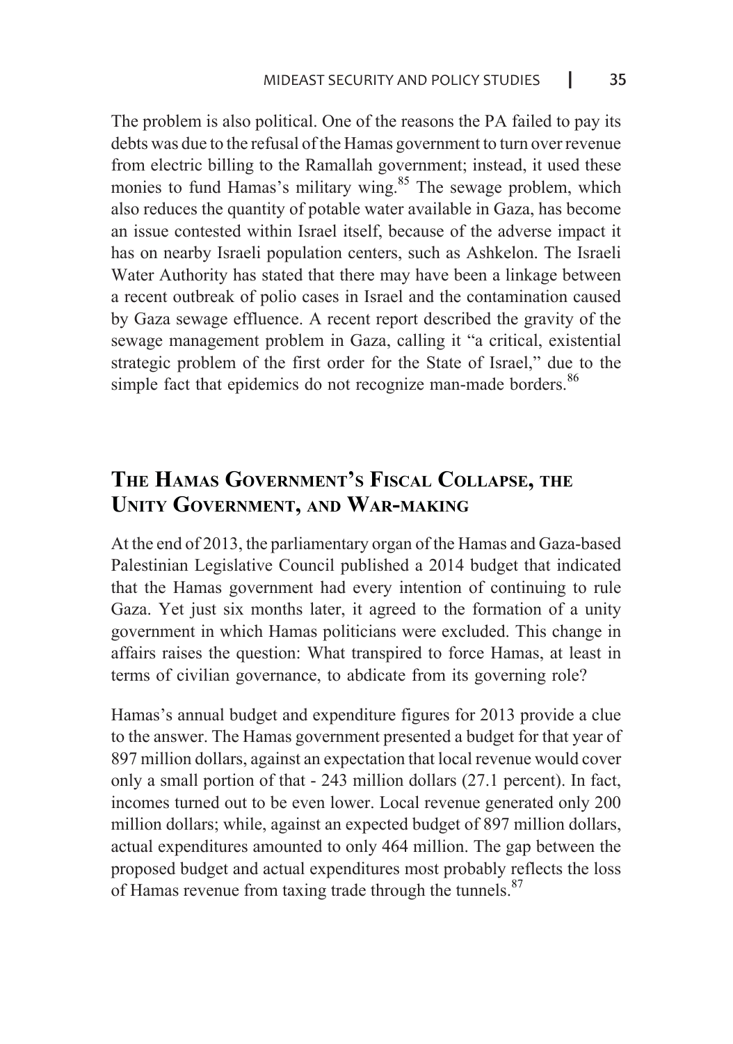The problem is also political. One of the reasons the PA failed to pay its debts was due to the refusal of the Hamas government to turn over revenue from electric billing to the Ramallah government; instead, it used these monies to fund Hamas's military wing.[85] The sewage problem, which also reduces the quantity of potable water available in Gaza, has become an issue contested within Israel itself, because of the adverse impact it has on nearby Israeli population centers, such as Ashkelon. The Israeli Water Authority has stated that there may have been a linkage between a recent outbreak of polio cases in Israel and the contamination caused by Gaza sewage effluence. A recent report described the gravity of the sewage management problem in Gaza, calling it "a critical, existential strategic problem of the first order for the State of Israel," due to the simple fact that epidemics do not recognize man-made borders.[86]

## The Hamas Government's Fiscal Collapse, the Unity Government, and War-making

At the end of 2013, the parliamentary organ of the Hamas and Gaza-based Palestinian Legislative Council published a 2014 budget that indicated that the Hamas government had every intention of continuing to rule Gaza. Yet just six months later, it agreed to the formation of a unity government in which Hamas politicians were excluded. This change in affairs raises the question: What transpired to force Hamas, at least in terms of civilian governance, to abdicate from its governing role?

Hamas's annual budget and expenditure figures for 2013 provide a clue to the answer. The Hamas government presented a budget for that year of 897 million dollars, against an expectation that local revenue would cover only a small portion of that - 243 million dollars (27.1 percent). In fact, incomes turned out to be even lower. Local revenue generated only 200 million dollars; while, against an expected budget of 897 million dollars, actual expenditures amounted to only 464 million. The gap between the proposed budget and actual expenditures most probably reflects the loss of Hamas revenue from taxing trade through the tunnels.[87]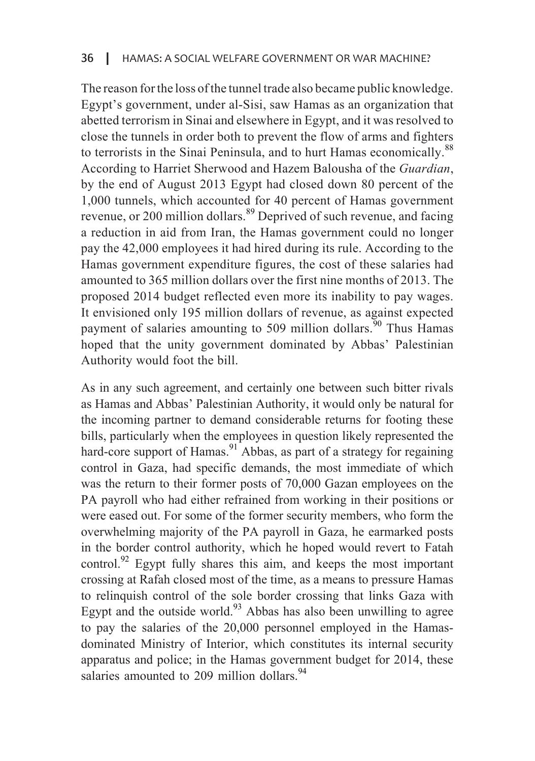The reason for the loss of the tunnel trade also became public knowledge. Egypt's government, under al-Sisi, saw Hamas as an organization that abetted terrorism in Sinai and elsewhere in Egypt, and it was resolved to close the tunnels in order both to prevent the flow of arms and fighters to terrorists in the Sinai Peninsula, and to hurt Hamas economically.[88] According to Harriet Sherwood and Hazem Balousha of the *Guardian*, by the end of August 2013 Egypt had closed down 80 percent of the 1,000 tunnels, which accounted for 40 percent of Hamas government revenue, or 200 million dollars.[89] Deprived of such revenue, and facing a reduction in aid from Iran, the Hamas government could no longer pay the 42,000 employees it had hired during its rule. According to the Hamas government expenditure figures, the cost of these salaries had amounted to 365 million dollars over the first nine months of 2013. The proposed 2014 budget reflected even more its inability to pay wages. It envisioned only 195 million dollars of revenue, as against expected payment of salaries amounting to 509 million dollars.[90] Thus Hamas hoped that the unity government dominated by Abbas' Palestinian Authority would foot the bill.

As in any such agreement, and certainly one between such bitter rivals as Hamas and Abbas' Palestinian Authority, it would only be natural for the incoming partner to demand considerable returns for footing these bills, particularly when the employees in question likely represented the hard-core support of Hamas.[91] Abbas, as part of a strategy for regaining control in Gaza, had specific demands, the most immediate of which was the return to their former posts of 70,000 Gazan employees on the PA payroll who had either refrained from working in their positions or were eased out. For some of the former security members, who form the overwhelming majority of the PA payroll in Gaza, he earmarked posts in the border control authority, which he hoped would revert to Fatah control.[92] Egypt fully shares this aim, and keeps the most important crossing at Rafah closed most of the time, as a means to pressure Hamas to relinquish control of the sole border crossing that links Gaza with Egypt and the outside world.[93] Abbas has also been unwilling to agree to pay the salaries of the 20,000 personnel employed in the Hamas-dominated Ministry of Interior, which constitutes its internal security apparatus and police; in the Hamas government budget for 2014, these salaries amounted to 209 million dollars.[94]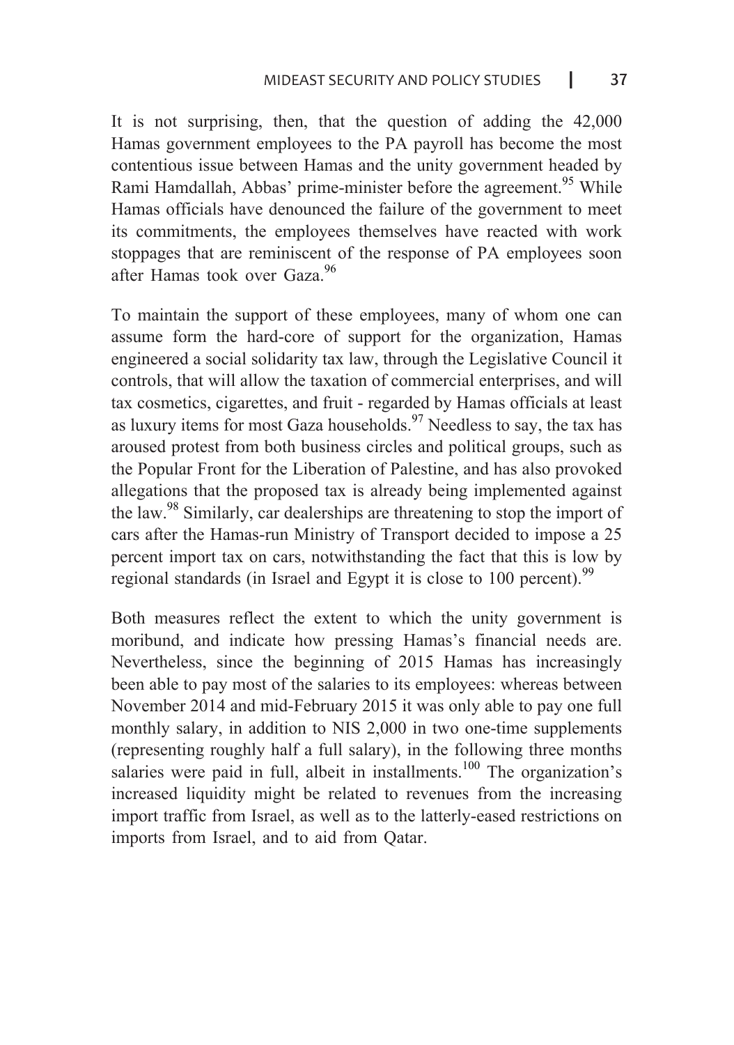It is not surprising, then, that the question of adding the 42,000 Hamas government employees to the PA payroll has become the most contentious issue between Hamas and the unity government headed by Rami Hamdallah, Abbas' prime-minister before the agreement.[95] While Hamas officials have denounced the failure of the government to meet its commitments, the employees themselves have reacted with work stoppages that are reminiscent of the response of PA employees soon after Hamas took over Gaza.[96]

To maintain the support of these employees, many of whom one can assume form the hard-core of support for the organization, Hamas engineered a social solidarity tax law, through the Legislative Council it controls, that will allow the taxation of commercial enterprises, and will tax cosmetics, cigarettes, and fruit - regarded by Hamas officials at least as luxury items for most Gaza households.[97] Needless to say, the tax has aroused protest from both business circles and political groups, such as the Popular Front for the Liberation of Palestine, and has also provoked allegations that the proposed tax is already being implemented against the law.[98] Similarly, car dealerships are threatening to stop the import of cars after the Hamas-run Ministry of Transport decided to impose a 25 percent import tax on cars, notwithstanding the fact that this is low by regional standards (in Israel and Egypt it is close to 100 percent).[99]

Both measures reflect the extent to which the unity government is moribund, and indicate how pressing Hamas's financial needs are. Nevertheless, since the beginning of 2015 Hamas has increasingly been able to pay most of the salaries to its employees: whereas between November 2014 and mid-February 2015 it was only able to pay one full monthly salary, in addition to NIS 2,000 in two one-time supplements (representing roughly half a full salary), in the following three months salaries were paid in full, albeit in installments.[100] The organization's increased liquidity might be related to revenues from the increasing import traffic from Israel, as well as to the latterly-eased restrictions on imports from Israel, and to aid from Qatar.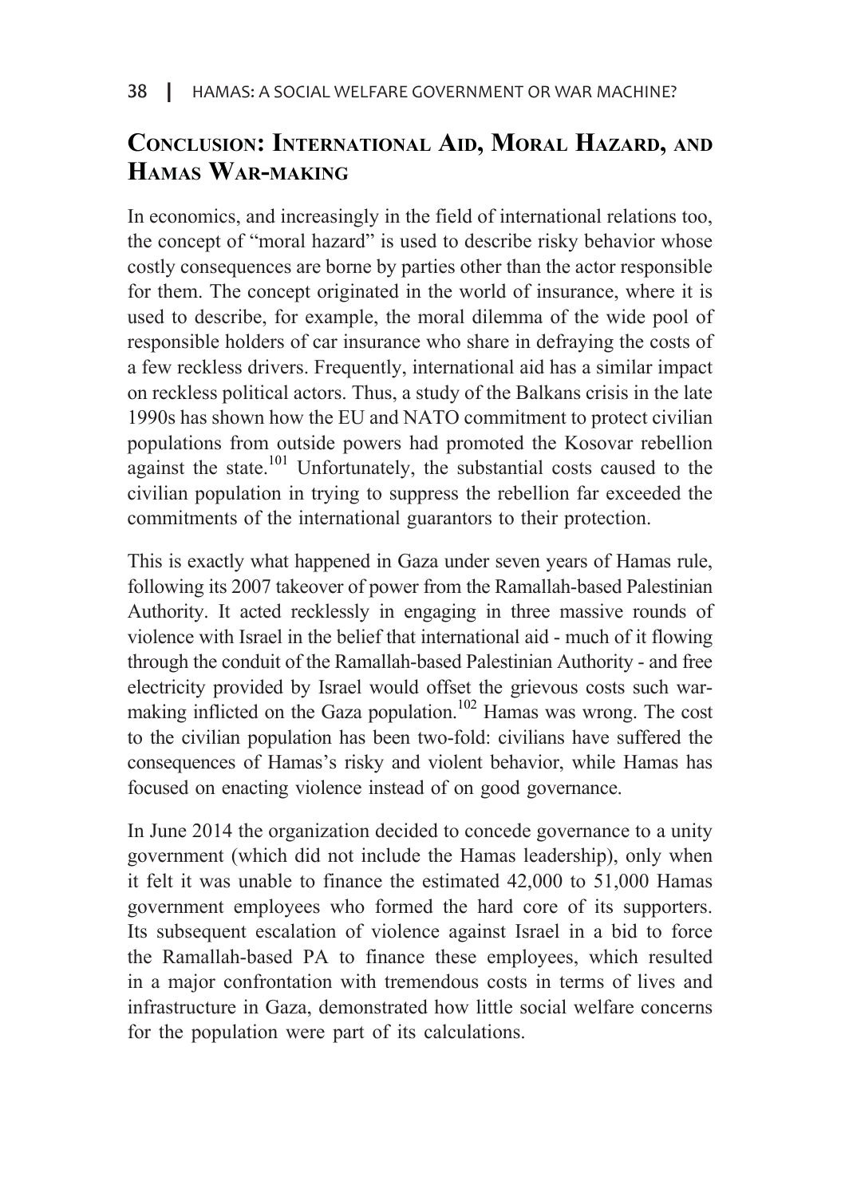## Conclusion: International Aid, Moral Hazard, and Hamas War-making

In economics, and increasingly in the field of international relations too, the concept of "moral hazard" is used to describe risky behavior whose costly consequences are borne by parties other than the actor responsible for them. The concept originated in the world of insurance, where it is used to describe, for example, the moral dilemma of the wide pool of responsible holders of car insurance who share in defraying the costs of a few reckless drivers. Frequently, international aid has a similar impact on reckless political actors. Thus, a study of the Balkans crisis in the late 1990s has shown how the EU and NATO commitment to protect civilian populations from outside powers had promoted the Kosovar rebellion against the state.[101] Unfortunately, the substantial costs caused to the civilian population in trying to suppress the rebellion far exceeded the commitments of the international guarantors to their protection.

This is exactly what happened in Gaza under seven years of Hamas rule, following its 2007 takeover of power from the Ramallah-based Palestinian Authority. It acted recklessly in engaging in three massive rounds of violence with Israel in the belief that international aid - much of it flowing through the conduit of the Ramallah-based Palestinian Authority - and free electricity provided by Israel would offset the grievous costs such war-making inflicted on the Gaza population.[102] Hamas was wrong. The cost to the civilian population has been two-fold: civilians have suffered the consequences of Hamas's risky and violent behavior, while Hamas has focused on enacting violence instead of on good governance.

In June 2014 the organization decided to concede governance to a unity government (which did not include the Hamas leadership), only when it felt it was unable to finance the estimated 42,000 to 51,000 Hamas government employees who formed the hard core of its supporters. Its subsequent escalation of violence against Israel in a bid to force the Ramallah-based PA to finance these employees, which resulted in a major confrontation with tremendous costs in terms of lives and infrastructure in Gaza, demonstrated how little social welfare concerns for the population were part of its calculations.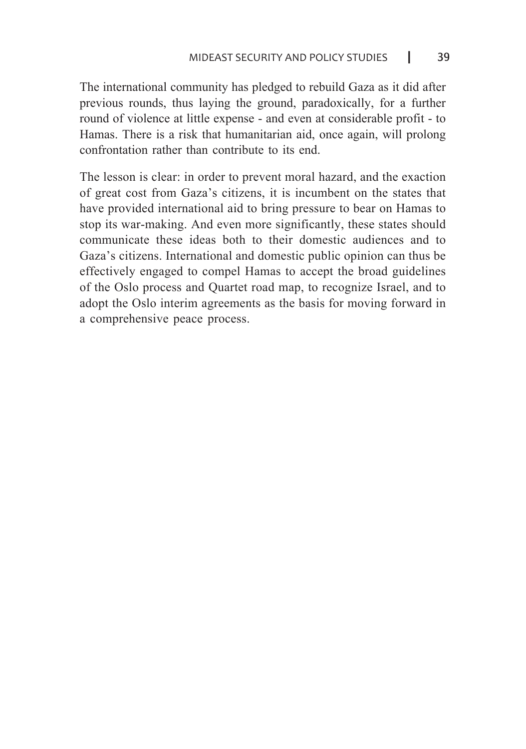The international community has pledged to rebuild Gaza as it did after previous rounds, thus laying the ground, paradoxically, for a further round of violence at little expense - and even at considerable profit - to Hamas. There is a risk that humanitarian aid, once again, will prolong confrontation rather than contribute to its end.

The lesson is clear: in order to prevent moral hazard, and the exaction of great cost from Gaza's citizens, it is incumbent on the states that have provided international aid to bring pressure to bear on Hamas to stop its war-making. And even more significantly, these states should communicate these ideas both to their domestic audiences and to Gaza's citizens. International and domestic public opinion can thus be effectively engaged to compel Hamas to accept the broad guidelines of the Oslo process and Quartet road map, to recognize Israel, and to adopt the Oslo interim agreements as the basis for moving forward in a comprehensive peace process.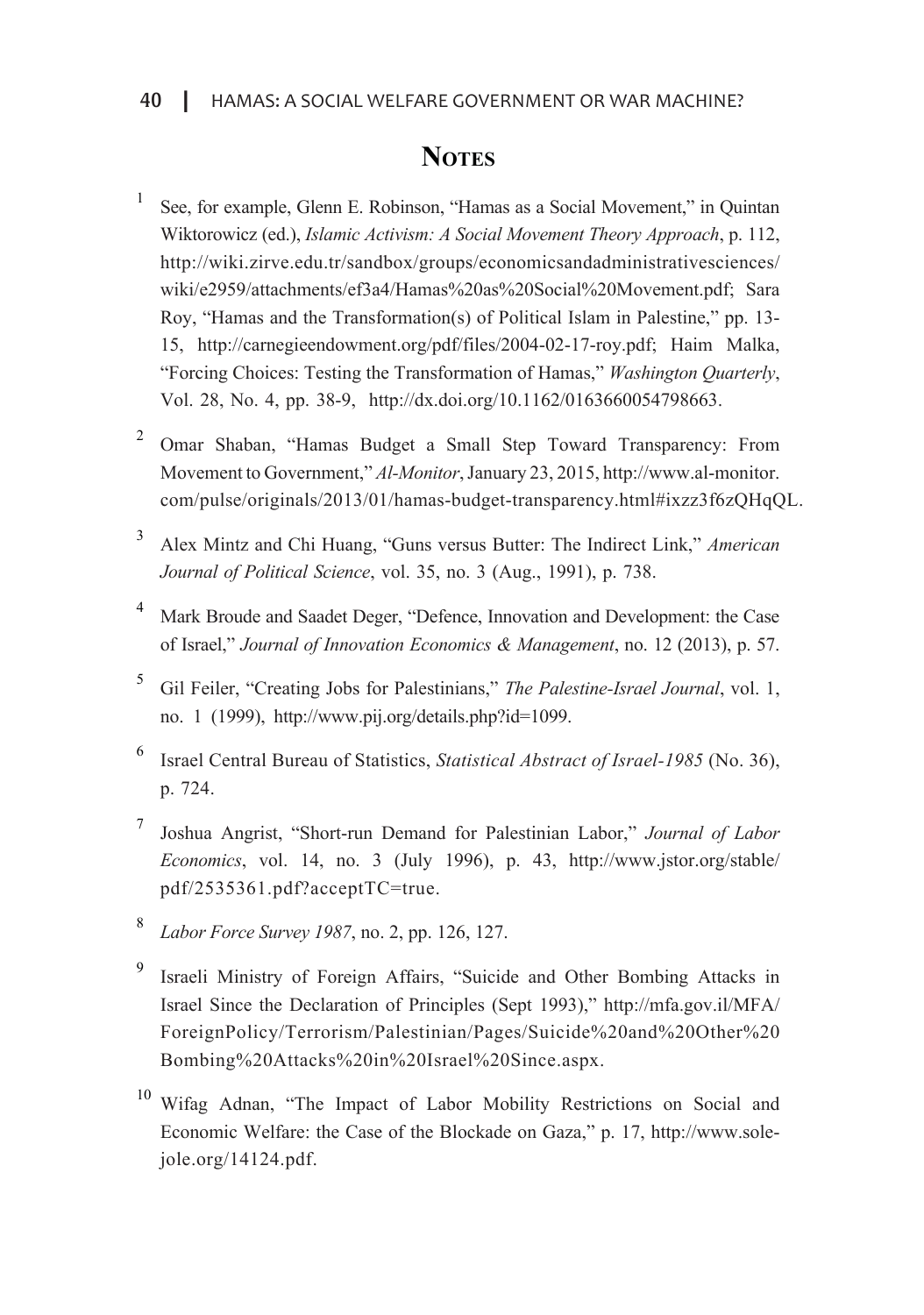## Notes

1. See, for example, Glenn E. Robinson, "Hamas as a Social Movement," in Quintan Wiktorowicz (ed.), *Islamic Activism: A Social Movement Theory Approach*, p. 112, http://wiki.zirve.edu.tr/sandbox/groups/economicsandadministrativesciences/wiki/e2959/attachments/ef3a4/Hamas%20as%20Social%20Movement.pdf; Sara Roy, "Hamas and the Transformation(s) of Political Islam in Palestine," pp. 13-15, http://carnegieendowment.org/pdf/files/2004-02-17-roy.pdf; Haim Malka, "Forcing Choices: Testing the Transformation of Hamas," *Washington Quarterly*, Vol. 28, No. 4, pp. 38-9, http://dx.doi.org/10.1162/0163660054798663.

2. Omar Shaban, "Hamas Budget a Small Step Toward Transparency: From Movement to Government," *Al-Monitor*, January 23, 2015, http://www.al-monitor.com/pulse/originals/2013/01/hamas-budget-transparency.html#ixzz3f6zQHqQL.

3. Alex Mintz and Chi Huang, "Guns versus Butter: The Indirect Link," *American Journal of Political Science*, vol. 35, no. 3 (Aug., 1991), p. 738.

4. Mark Broude and Saadet Deger, "Defence, Innovation and Development: the Case of Israel," *Journal of Innovation Economics & Management*, no. 12 (2013), p. 57.

5. Gil Feiler, "Creating Jobs for Palestinians," *The Palestine-Israel Journal*, vol. 1, no. 1 (1999), http://www.pij.org/details.php?id=1099.

6. Israel Central Bureau of Statistics, *Statistical Abstract of Israel-1985* (No. 36), p. 724.

7. Joshua Angrist, "Short-run Demand for Palestinian Labor," *Journal of Labor Economics*, vol. 14, no. 3 (July 1996), p. 43, http://www.jstor.org/stable/pdf/2535361.pdf?acceptTC=true.

8. *Labor Force Survey 1987*, no. 2, pp. 126, 127.

9. Israeli Ministry of Foreign Affairs, "Suicide and Other Bombing Attacks in Israel Since the Declaration of Principles (Sept 1993)," http://mfa.gov.il/MFA/ForeignPolicy/Terrorism/Palestinian/Pages/Suicide%20and%20Other%20Bombing%20Attacks%20in%20Israel%20Since.aspx.

10. Wifag Adnan, "The Impact of Labor Mobility Restrictions on Social and Economic Welfare: the Case of the Blockade on Gaza," p. 17, http://www.sole-jole.org/14124.pdf.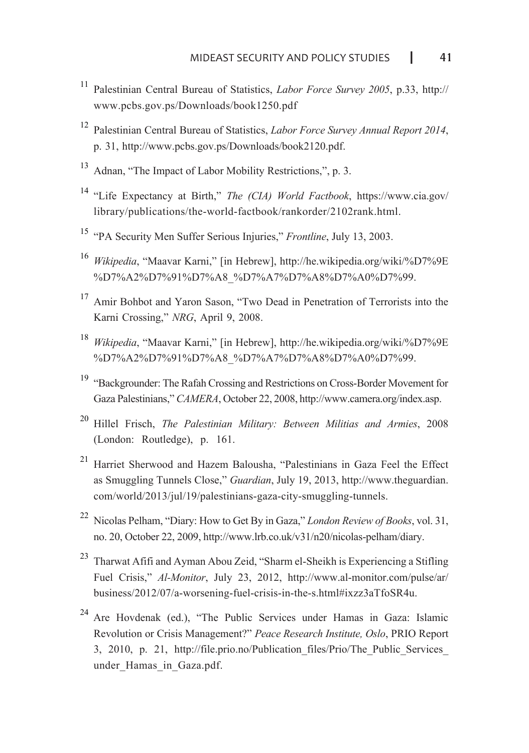[11] Palestinian Central Bureau of Statistics, *Labor Force Survey 2005*, p.33, http://www.pcbs.gov.ps/Downloads/book1250.pdf

[12] Palestinian Central Bureau of Statistics, *Labor Force Survey Annual Report 2014*, p. 31, http://www.pcbs.gov.ps/Downloads/book2120.pdf.

[13] Adnan, "The Impact of Labor Mobility Restrictions,", p. 3.

[14] "Life Expectancy at Birth," *The (CIA) World Factbook*, https://www.cia.gov/library/publications/the-world-factbook/rankorder/2102rank.html.

[15] "PA Security Men Suffer Serious Injuries," *Frontline*, July 13, 2003.

[16] *Wikipedia*, "Maavar Karni," [in Hebrew], http://he.wikipedia.org/wiki/%D7%9E%D7%A2%D7%91%D7%A8_%D7%A7%D7%A8%D7%A0%D7%99.

[17] Amir Bohbot and Yaron Sason, "Two Dead in Penetration of Terrorists into the Karni Crossing," *NRG*, April 9, 2008.

[18] *Wikipedia*, "Maavar Karni," [in Hebrew], http://he.wikipedia.org/wiki/%D7%9E%D7%A2%D7%91%D7%A8_%D7%A7%D7%A8%D7%A0%D7%99.

[19] "Backgrounder: The Rafah Crossing and Restrictions on Cross-Border Movement for Gaza Palestinians," *CAMERA*, October 22, 2008, http://www.camera.org/index.asp.

[20] Hillel Frisch, *The Palestinian Military: Between Militias and Armies*, 2008 (London: Routledge), p. 161.

[21] Harriet Sherwood and Hazem Balousha, "Palestinians in Gaza Feel the Effect as Smuggling Tunnels Close," *Guardian*, July 19, 2013, http://www.theguardian.com/world/2013/jul/19/palestinians-gaza-city-smuggling-tunnels.

[22] Nicolas Pelham, "Diary: How to Get By in Gaza," *London Review of Books*, vol. 31, no. 20, October 22, 2009, http://www.lrb.co.uk/v31/n20/nicolas-pelham/diary.

[23] Tharwat Afifi and Ayman Abou Zeid, "Sharm el-Sheikh is Experiencing a Stifling Fuel Crisis," *Al-Monitor*, July 23, 2012, http://www.al-monitor.com/pulse/ar/business/2012/07/a-worsening-fuel-crisis-in-the-s.html#ixzz3aTfoSR4u.

[24] Are Hovdenak (ed.), "The Public Services under Hamas in Gaza: Islamic Revolution or Crisis Management?" *Peace Research Institute, Oslo*, PRIO Report 3, 2010, p. 21, http://file.prio.no/Publication_files/Prio/The_Public_Services_under_Hamas_in_Gaza.pdf.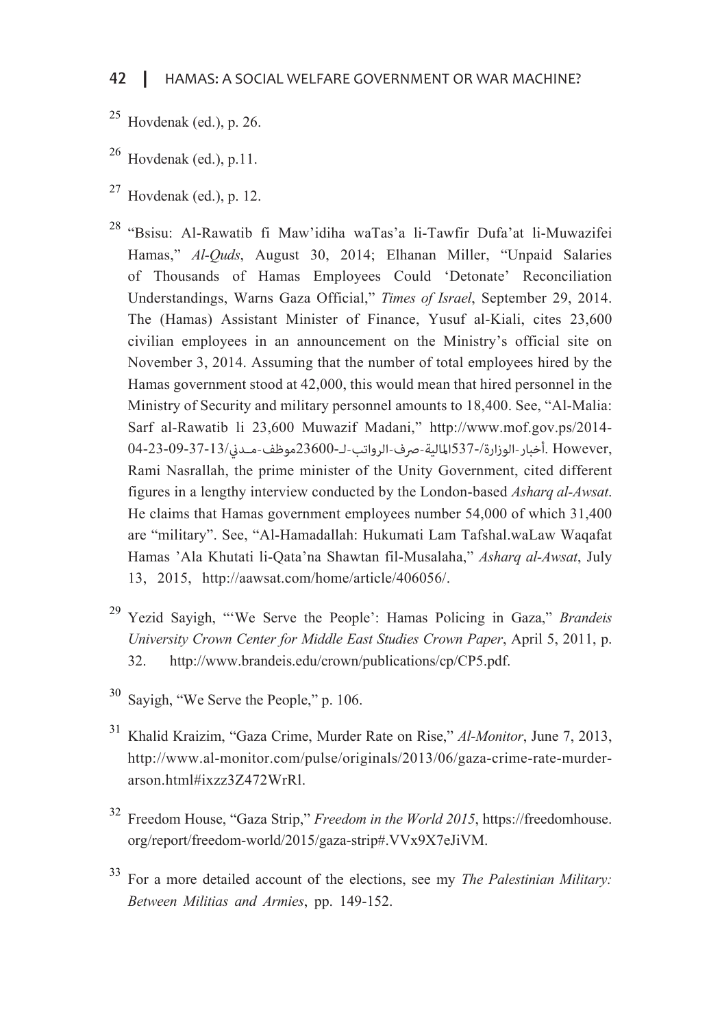[25] Hovdenak (ed.), p. 26.

[26] Hovdenak (ed.), p.11.

[27] Hovdenak (ed.), p. 12.

[28] "Bsisu: Al-Rawatib fi Maw'idiha waTas'a li-Tawfir Dufa'at li-Muwazifei Hamas," *Al-Quds*, August 30, 2014; Elhanan Miller, "Unpaid Salaries of Thousands of Hamas Employees Could 'Detonate' Reconciliation Understandings, Warns Gaza Official," *Times of Israel*, September 29, 2014. The (Hamas) Assistant Minister of Finance, Yusuf al-Kiali, cites 23,600 civilian employees in an announcement on the Ministry's official site on November 3, 2014. Assuming that the number of total employees hired by the Hamas government stood at 42,000, this would mean that hired personnel in the Ministry of Security and military personnel amounts to 18,400. See, "Al-Malia: Sarf al-Rawatib li 23,600 Muwazif Madani," http://www.mof.gov.ps/2014-04-23-09-37-13/أخبار-الوزارة/-537المالية-صرف-الرواتب-لـ-23600موظف-مـدني. However, Rami Nasrallah, the prime minister of the Unity Government, cited different figures in a lengthy interview conducted by the London-based *Asharq al-Awsat*. He claims that Hamas government employees number 54,000 of which 31,400 are "military". See, "Al-Hamadallah: Hukumati Lam Tafshal.waLaw Waqafat Hamas 'Ala Khutati li-Qata'na Shawtan fil-Musalaha," *Asharq al-Awsat*, July 13, 2015, http://aawsat.com/home/article/406056/.

[29] Yezid Sayigh, "'We Serve the People': Hamas Policing in Gaza," *Brandeis University Crown Center for Middle East Studies Crown Paper*, April 5, 2011, p. 32. http://www.brandeis.edu/crown/publications/cp/CP5.pdf.

[30] Sayigh, "We Serve the People," p. 106.

[31] Khalid Kraizim, "Gaza Crime, Murder Rate on Rise," *Al-Monitor*, June 7, 2013, http://www.al-monitor.com/pulse/originals/2013/06/gaza-crime-rate-murder-arson.html#ixzz3Z472WrRl.

[32] Freedom House, "Gaza Strip," *Freedom in the World 2015*, https://freedomhouse.org/report/freedom-world/2015/gaza-strip#.VVx9X7eJiVM.

[33] For a more detailed account of the elections, see my *The Palestinian Military: Between Militias and Armies*, pp. 149-152.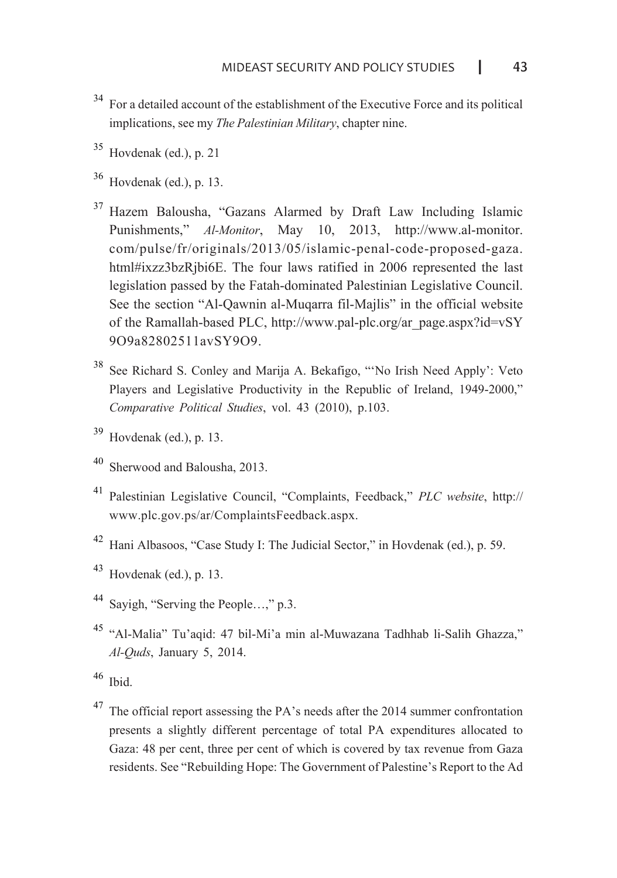[34] For a detailed account of the establishment of the Executive Force and its political implications, see my *The Palestinian Military*, chapter nine.

[35] Hovdenak (ed.), p. 21

[36] Hovdenak (ed.), p. 13.

[37] Hazem Balousha, "Gazans Alarmed by Draft Law Including Islamic Punishments," *Al-Monitor*, May 10, 2013, http://www.al-monitor.com/pulse/fr/originals/2013/05/islamic-penal-code-proposed-gaza.html#ixzz3bzRjbi6E. The four laws ratified in 2006 represented the last legislation passed by the Fatah-dominated Palestinian Legislative Council. See the section "Al-Qawnin al-Muqarra fil-Majlis" in the official website of the Ramallah-based PLC, http://www.pal-plc.org/ar_page.aspx?id=vSY9O9a82802511avSY9O9.

[38] See Richard S. Conley and Marija A. Bekafigo, "'No Irish Need Apply': Veto Players and Legislative Productivity in the Republic of Ireland, 1949-2000," *Comparative Political Studies*, vol. 43 (2010), p.103.

[39] Hovdenak (ed.), p. 13.

[40] Sherwood and Balousha, 2013.

[41] Palestinian Legislative Council, "Complaints, Feedback," *PLC website*, http://www.plc.gov.ps/ar/ComplaintsFeedback.aspx.

[42] Hani Albasoos, "Case Study I: The Judicial Sector," in Hovdenak (ed.), p. 59.

[43] Hovdenak (ed.), p. 13.

[44] Sayigh, "Serving the People…," p.3.

[45] "Al-Malia" Tu'aqid: 47 bil-Mi'a min al-Muwazana Tadhhab li-Salih Ghazza," *Al-Quds*, January 5, 2014.

[46] Ibid.

[47] The official report assessing the PA's needs after the 2014 summer confrontation presents a slightly different percentage of total PA expenditures allocated to Gaza: 48 per cent, three per cent of which is covered by tax revenue from Gaza residents. See "Rebuilding Hope: The Government of Palestine's Report to the Ad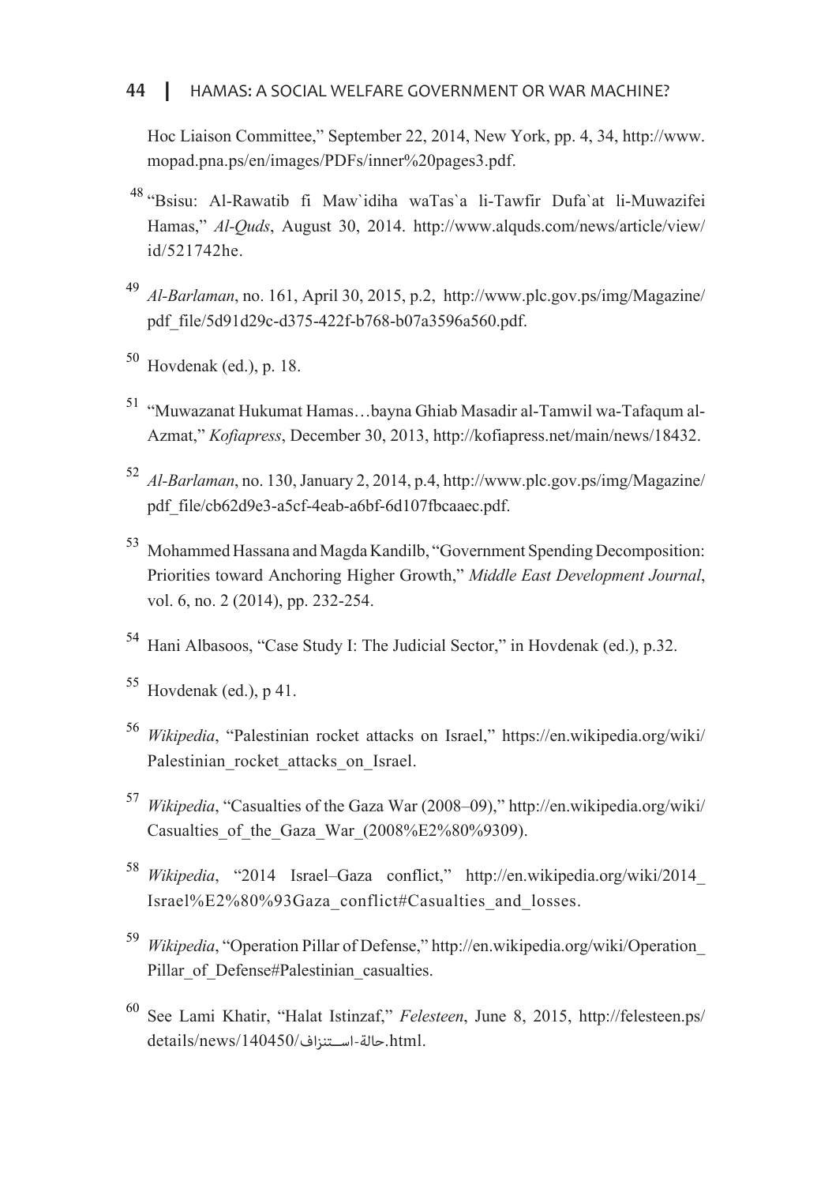Hoc Liaison Committee," September 22, 2014, New York, pp. 4, 34, http://www.mopad.pna.ps/en/images/PDFs/inner%20pages3.pdf.

[48] "Bsisu: Al-Rawatib fi Maw`idiha waTas`a li-Tawfir Dufa`at li-Muwazifei Hamas," *Al-Quds*, August 30, 2014. http://www.alquds.com/news/article/view/id/521742he.

[49] *Al-Barlaman*, no. 161, April 30, 2015, p.2, http://www.plc.gov.ps/img/Magazine/pdf_file/5d91d29c-d375-422f-b768-b07a3596a560.pdf.

[50] Hovdenak (ed.), p. 18.

[51] "Muwazanat Hukumat Hamas…bayna Ghiab Masadir al-Tamwil wa-Tafaqum al-Azmat," *Kofiapress*, December 30, 2013, http://kofiapress.net/main/news/18432.

[52] *Al-Barlaman*, no. 130, January 2, 2014, p.4, http://www.plc.gov.ps/img/Magazine/pdf_file/cb62d9e3-a5cf-4eab-a6bf-6d107fbcaaec.pdf.

[53] Mohammed Hassana and Magda Kandilb, "Government Spending Decomposition: Priorities toward Anchoring Higher Growth," *Middle East Development Journal*, vol. 6, no. 2 (2014), pp. 232-254.

[54] Hani Albasoos, "Case Study I: The Judicial Sector," in Hovdenak (ed.), p.32.

[55] Hovdenak (ed.), p 41.

[56] *Wikipedia*, "Palestinian rocket attacks on Israel," https://en.wikipedia.org/wiki/Palestinian_rocket_attacks_on_Israel.

[57] *Wikipedia*, "Casualties of the Gaza War (2008–09)," http://en.wikipedia.org/wiki/Casualties_of_the_Gaza_War_(2008%E2%80%9309).

[58] *Wikipedia*, "2014 Israel–Gaza conflict," http://en.wikipedia.org/wiki/2014_Israel%E2%80%93Gaza_conflict#Casualties_and_losses.

[59] *Wikipedia*, "Operation Pillar of Defense," http://en.wikipedia.org/wiki/Operation_Pillar_of_Defense#Palestinian_casualties.

[60] See Lami Khatir, "Halat Istinzaf," *Felesteen*, June 8, 2015, http://felesteen.ps/details/news/140450/حالة-استنزاف.html.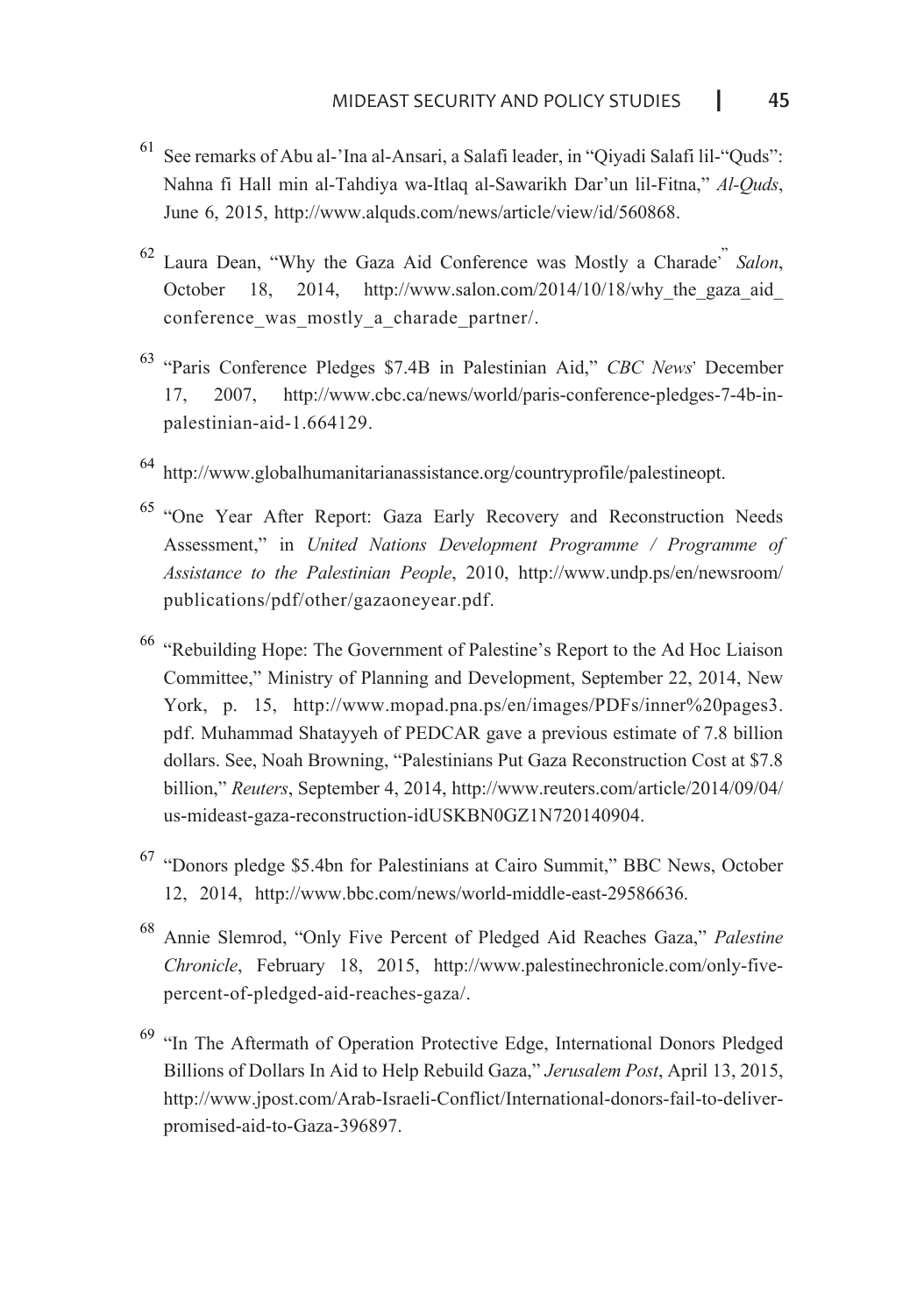[61] See remarks of Abu al-'Ina al-Ansari, a Salafi leader, in "Qiyadi Salafi lil-"Quds": Nahna fi Hall min al-Tahdiya wa-Itlaq al-Sawarikh Dar'un lil-Fitna," *Al-Quds*, June 6, 2015, http://www.alquds.com/news/article/view/id/560868.

[62] Laura Dean, "Why the Gaza Aid Conference was Mostly a Charade" *Salon*, October 18, 2014, http://www.salon.com/2014/10/18/why_the_gaza_aid_conference_was_mostly_a_charade_partner/.

[63] "Paris Conference Pledges $7.4B in Palestinian Aid," *CBC News*' December 17, 2007, http://www.cbc.ca/news/world/paris-conference-pledges-7-4b-in-palestinian-aid-1.664129.

[64] http://www.globalhumanitarianassistance.org/countryprofile/palestineopt.

[65] "One Year After Report: Gaza Early Recovery and Reconstruction Needs Assessment," in *United Nations Development Programme / Programme of Assistance to the Palestinian People*, 2010, http://www.undp.ps/en/newsroom/publications/pdf/other/gazaoneyear.pdf.

[66] "Rebuilding Hope: The Government of Palestine's Report to the Ad Hoc Liaison Committee," Ministry of Planning and Development, September 22, 2014, New York, p. 15, http://www.mopad.pna.ps/en/images/PDFs/inner%20pages3.pdf. Muhammad Shatayyeh of PEDCAR gave a previous estimate of 7.8 billion dollars. See, Noah Browning, "Palestinians Put Gaza Reconstruction Cost at $7.8 billion," *Reuters*, September 4, 2014, http://www.reuters.com/article/2014/09/04/us-mideast-gaza-reconstruction-idUSKBN0GZ1N720140904.

[67] "Donors pledge $5.4bn for Palestinians at Cairo Summit," BBC News, October 12, 2014, http://www.bbc.com/news/world-middle-east-29586636.

[68] Annie Slemrod, "Only Five Percent of Pledged Aid Reaches Gaza," *Palestine Chronicle*, February 18, 2015, http://www.palestinechronicle.com/only-five-percent-of-pledged-aid-reaches-gaza/.

[69] "In The Aftermath of Operation Protective Edge, International Donors Pledged Billions of Dollars In Aid to Help Rebuild Gaza," *Jerusalem Post*, April 13, 2015, http://www.jpost.com/Arab-Israeli-Conflict/International-donors-fail-to-deliver-promised-aid-to-Gaza-396897.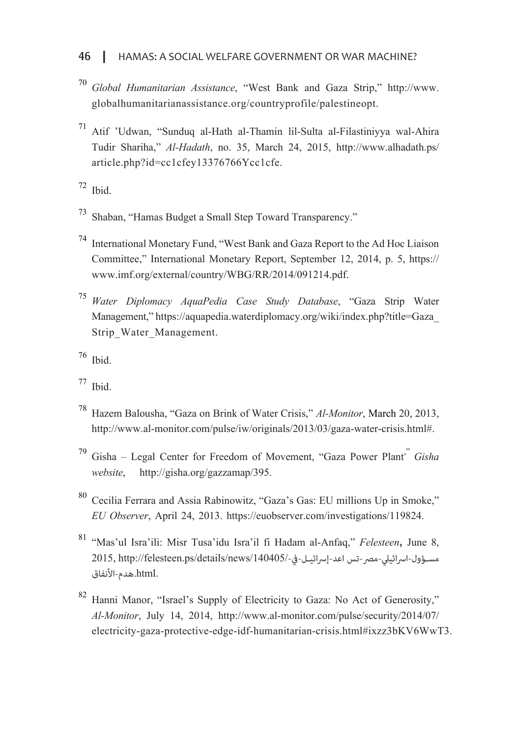70 *Global Humanitarian Assistance*, "West Bank and Gaza Strip," http://www.globalhumanitarianassistance.org/countryprofile/palestineopt.

71 Atif 'Udwan, "Sunduq al-Hath al-Thamin lil-Sulta al-Filastiniyya wal-Ahira Tudir Shariha," *Al-Hadath*, no. 35, March 24, 2015, http://www.alhadath.ps/article.php?id=cc1cfey13376766Ycc1cfe.

72 Ibid.

73 Shaban, "Hamas Budget a Small Step Toward Transparency."

74 International Monetary Fund, "West Bank and Gaza Report to the Ad Hoc Liaison Committee," International Monetary Report, September 12, 2014, p. 5, https://www.imf.org/external/country/WBG/RR/2014/091214.pdf.

75 *Water Diplomacy AquaPedia Case Study Database*, "Gaza Strip Water Management," https://aquapedia.waterdiplomacy.org/wiki/index.php?title=Gaza_Strip_Water_Management.

76 Ibid.

77 Ibid.

78 Hazem Balousha, "Gaza on Brink of Water Crisis," *Al-Monitor*, March 20, 2013, http://www.al-monitor.com/pulse/iw/originals/2013/03/gaza-water-crisis.html#.

79 Gisha – Legal Center for Freedom of Movement, "Gaza Power Plant" *Gisha website*, http://gisha.org/gazzamap/395.

80 Cecilia Ferrara and Assia Rabinowitz, "Gaza's Gas: EU millions Up in Smoke," *EU Observer*, April 24, 2013. https://euobserver.com/investigations/119824.

81 "Mas'ul Isra'ili: Misr Tusa'idu Isra'il fi Hadam al-Anfaq," *Felesteen*, June 8, 2015, http://felesteen.ps/details/news/140405/مسؤول-اسرائيلي-مصر-تساعد-إسرائيل-في-هدم-الأنفاق.html.

82 Hanni Manor, "Israel's Supply of Electricity to Gaza: No Act of Generosity," *Al-Monitor*, July 14, 2014, http://www.al-monitor.com/pulse/security/2014/07/electricity-gaza-protective-edge-idf-humanitarian-crisis.html#ixzz3bKV6WwT3.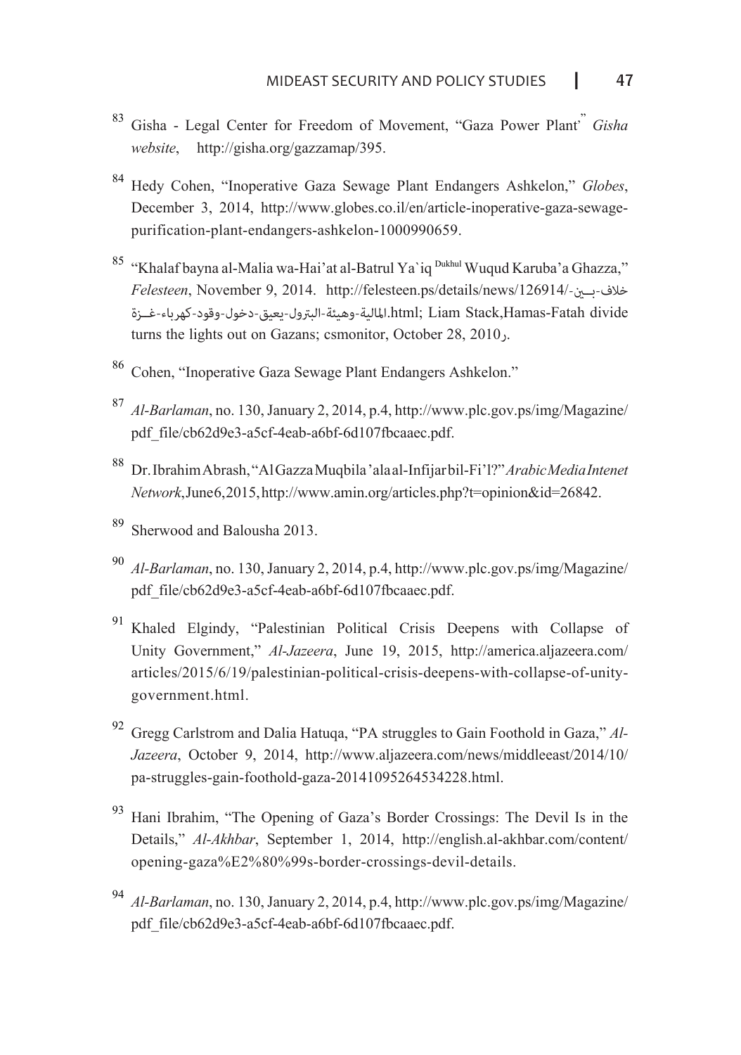83 Gisha - Legal Center for Freedom of Movement, "Gaza Power Plant" *Gisha website*, http://gisha.org/gazzamap/395.

84 Hedy Cohen, "Inoperative Gaza Sewage Plant Endangers Ashkelon," *Globes*, December 3, 2014, http://www.globes.co.il/en/article-inoperative-gaza-sewage-purification-plant-endangers-ashkelon-1000990659.

85 "Khalaf bayna al-Malia wa-Hai'at al-Batrul Ya`iq Dukhul Wuqud Karuba'a Ghazza," *Felesteen*, November 9, 2014. http://felesteen.ps/details/news/126914/خلاف-بين-المالية-وهيئة-البترول-يعيق-دخول-وقود-كهرباء-غزة.html; Liam Stack,Hamas-Fatah divide turns the lights out on Gazans; csmonitor, October 28, 2010ر.

86 Cohen, "Inoperative Gaza Sewage Plant Endangers Ashkelon."

87 *Al-Barlaman*, no. 130, January 2, 2014, p.4, http://www.plc.gov.ps/img/Magazine/pdf_file/cb62d9e3-a5cf-4eab-a6bf-6d107fbcaaec.pdf.

88 Dr. Ibrahim Abrash, "Al Gazza Muqbila 'ala al-Infijar bil-Fi'l?" *Arabic Media Intenet Network*, June 6, 2015, http://www.amin.org/articles.php?t=opinion&id=26842.

89 Sherwood and Balousha 2013.

90 *Al-Barlaman*, no. 130, January 2, 2014, p.4, http://www.plc.gov.ps/img/Magazine/pdf_file/cb62d9e3-a5cf-4eab-a6bf-6d107fbcaaec.pdf.

91 Khaled Elgindy, "Palestinian Political Crisis Deepens with Collapse of Unity Government," *Al-Jazeera*, June 19, 2015, http://america.aljazeera.com/articles/2015/6/19/palestinian-political-crisis-deepens-with-collapse-of-unity-government.html.

92 Gregg Carlstrom and Dalia Hatuqa, "PA struggles to Gain Foothold in Gaza," *Al-Jazeera*, October 9, 2014, http://www.aljazeera.com/news/middleeast/2014/10/pa-struggles-gain-foothold-gaza-20141095264534228.html.

93 Hani Ibrahim, "The Opening of Gaza's Border Crossings: The Devil Is in the Details," *Al-Akhbar*, September 1, 2014, http://english.al-akhbar.com/content/opening-gaza%E2%80%99s-border-crossings-devil-details.

94 *Al-Barlaman*, no. 130, January 2, 2014, p.4, http://www.plc.gov.ps/img/Magazine/pdf_file/cb62d9e3-a5cf-4eab-a6bf-6d107fbcaaec.pdf.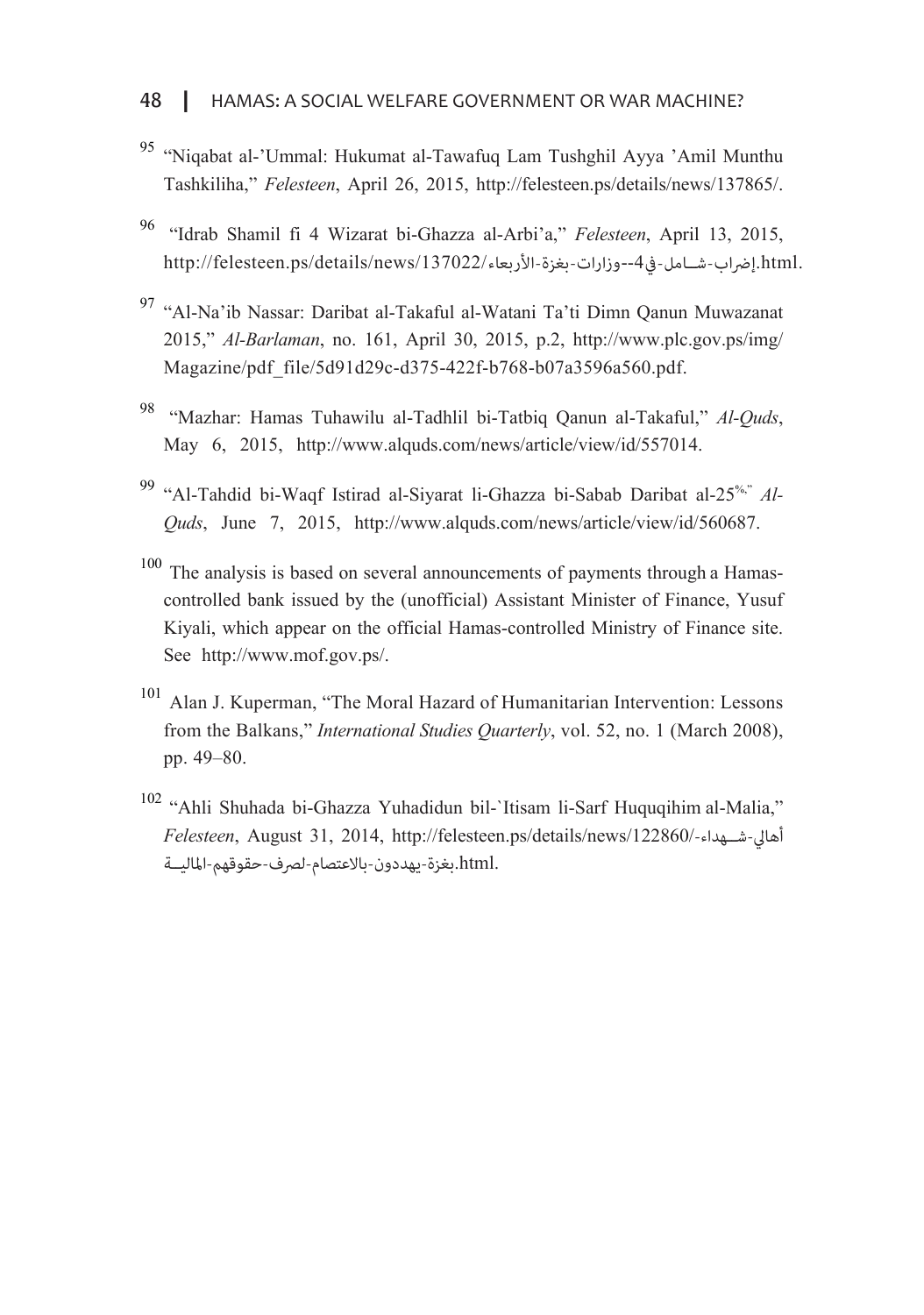[95] "Niqabat al-'Ummal: Hukumat al-Tawafuq Lam Tushghil Ayya 'Amil Munthu Tashkiliha," *Felesteen*, April 26, 2015, http://felesteen.ps/details/news/137865/.

[96] "Idrab Shamil fi 4 Wizarat bi-Ghazza al-Arbi'a," *Felesteen*, April 13, 2015, http://felesteen.ps/details/news/137022/إضراب-شـامل-في4--وزارات-بغزة-الأربعاء.html.

[97] "Al-Na'ib Nassar: Daribat al-Takaful al-Watani Ta'ti Dimn Qanun Muwazanat 2015," *Al-Barlaman*, no. 161, April 30, 2015, p.2, http://www.plc.gov.ps/img/Magazine/pdf_file/5d91d29c-d375-422f-b768-b07a3596a560.pdf.

[98] "Mazhar: Hamas Tuhawilu al-Tadhlil bi-Tatbiq Qanun al-Takaful," *Al-Quds*, May 6, 2015, http://www.alquds.com/news/article/view/id/557014.

[99] "Al-Tahdid bi-Waqf Istirad al-Siyarat li-Ghazza bi-Sabab Daribat al-25%," *Al-Quds*, June 7, 2015, http://www.alquds.com/news/article/view/id/560687.

[100] The analysis is based on several announcements of payments through a Hamas-controlled bank issued by the (unofficial) Assistant Minister of Finance, Yusuf Kiyali, which appear on the official Hamas-controlled Ministry of Finance site. See http://www.mof.gov.ps/.

[101] Alan J. Kuperman, "The Moral Hazard of Humanitarian Intervention: Lessons from the Balkans," *International Studies Quarterly*, vol. 52, no. 1 (March 2008), pp. 49–80.

[102] "Ahli Shuhada bi-Ghazza Yuhadidun bil-`Itisam li-Sarf Huquqihim al-Malia," *Felesteen*, August 31, 2014, http://felesteen.ps/details/news/122860/أهالي-شـهداء-بغزة-يهددون-بالاعتصام-لصرف-حقوقهم-الماليـة.html.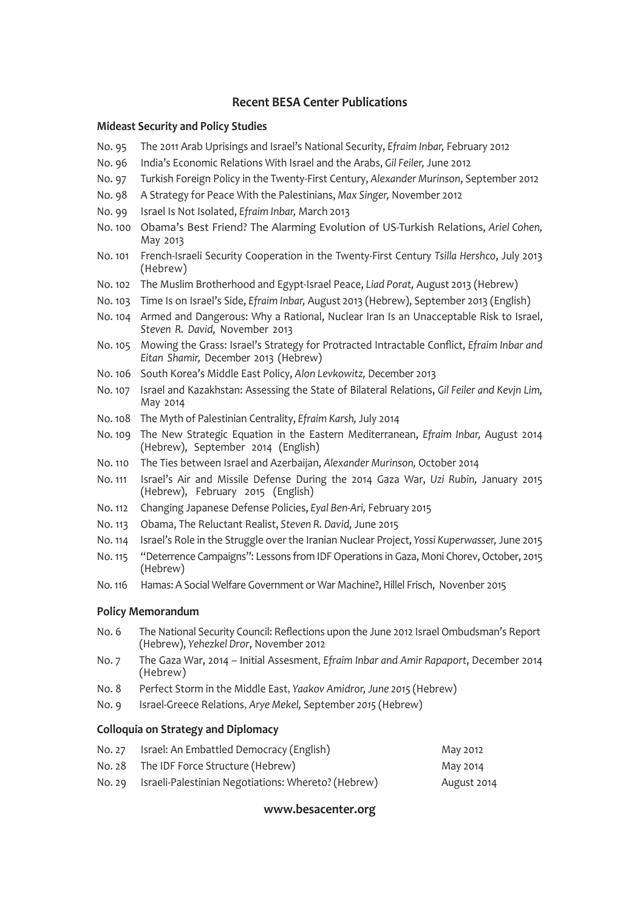## Recent BESA Center Publications

### Mideast Security and Policy Studies

No. 95 The 2011 Arab Uprisings and Israel's National Security, *Efraim Inbar,* February 2012

No. 96 India's Economic Relations With Israel and the Arabs, *Gil Feiler,* June 2012

No. 97 Turkish Foreign Policy in the Twenty-First Century, *Alexander Murinson*, September 2012

No. 98 A Strategy for Peace With the Palestinians, *Max Singer,* November 2012

No. 99 Israel Is Not Isolated, *Efraim Inbar,* March 2013

No. 100 Obama's Best Friend? The Alarming Evolution of US-Turkish Relations, *Ariel Cohen,* May 2013

No. 101 French-Israeli Security Cooperation in the Twenty-First Century *Tsilla Hershco*, July 2013 (Hebrew)

No. 102 The Muslim Brotherhood and Egypt-Israel Peace, *Liad Porat,* August 2013 (Hebrew)

No. 103 Time Is on Israel's Side, *Efraim Inbar,* August 2013 (Hebrew), September 2013 (English)

No. 104 Armed and Dangerous: Why a Rational, Nuclear Iran Is an Unacceptable Risk to Israel, *Steven R. David,* November 2013

No. 105 Mowing the Grass: Israel's Strategy for Protracted Intractable Conflict, *Efraim Inbar and Eitan Shamir,* December 2013 (Hebrew)

No. 106 South Korea's Middle East Policy, *Alon Levkowitz,* December 2013

No. 107 Israel and Kazakhstan: Assessing the State of Bilateral Relations, *Gil Feiler and Kevjn Lim,* May 2014

No. 108 The Myth of Palestinian Centrality, *Efraim Karsh,* July 2014

No. 109 The New Strategic Equation in the Eastern Mediterranean, *Efraim Inbar,* August 2014 (Hebrew), September 2014 (English)

No. 110 The Ties between Israel and Azerbaijan, *Alexander Murinson,* October 2014

No. 111 Israel's Air and Missile Defense During the 2014 Gaza War, *Uzi Rubin,* January 2015 (Hebrew), February 2015 (English)

No. 112 Changing Japanese Defense Policies, *Eyal Ben-Ari,* February 2015

No. 113 Obama, The Reluctant Realist, *Steven R. David,* June 2015

No. 114 Israel's Role in the Struggle over the Iranian Nuclear Project, *Yossi Kuperwasser,* June 2015

No. 115 "Deterrence Campaigns": Lessons from IDF Operations in Gaza, Moni Chorev, October, 2015 (Hebrew)

No. 116 Hamas: A Social Welfare Government or War Machine?, Hillel Frisch, Novenber 2015

### Policy Memorandum

No. 6 The National Security Council: Reflections upon the June 2012 Israel Ombudsman's Report (Hebrew), *Yehezkel Dror*, November 2012

No. 7 The Gaza War, 2014 – Initial Assesment, *Efraim Inbar and Amir Rapaport*, December 2014 (Hebrew)

No. 8 Perfect Storm in the Middle East, *Yaakov Amidror, June 2015* (Hebrew)

No. 9 Israel-Greece Relations, *Arye Mekel,* September *2015* (Hebrew)

### Colloquia on Strategy and Diplomacy

| | | |
|---|---|---|
| No. 27 | Israel: An Embattled Democracy (English) | May 2012 |
| No. 28 | The IDF Force Structure (Hebrew) | May 2014 |
| No. 29 | Israeli-Palestinian Negotiations: Whereto? (Hebrew) | August 2014 |

**www.besacenter.org**